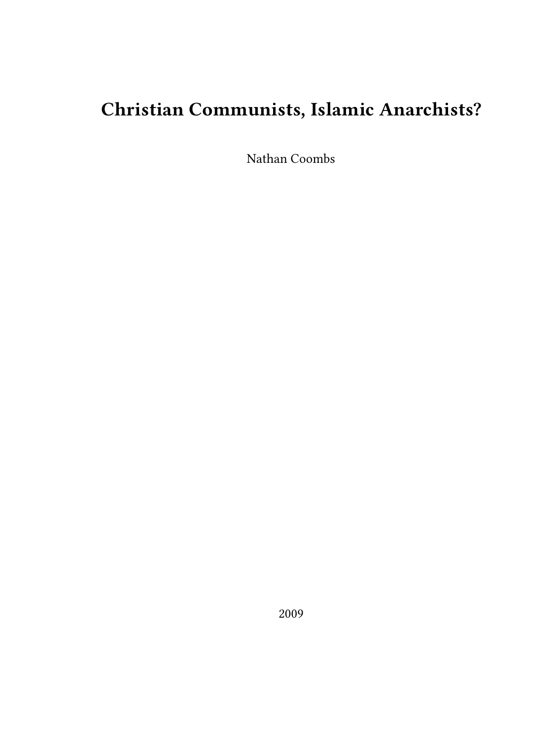# Christian Communists, Islamic Anarchists?

Nathan Coombs

2009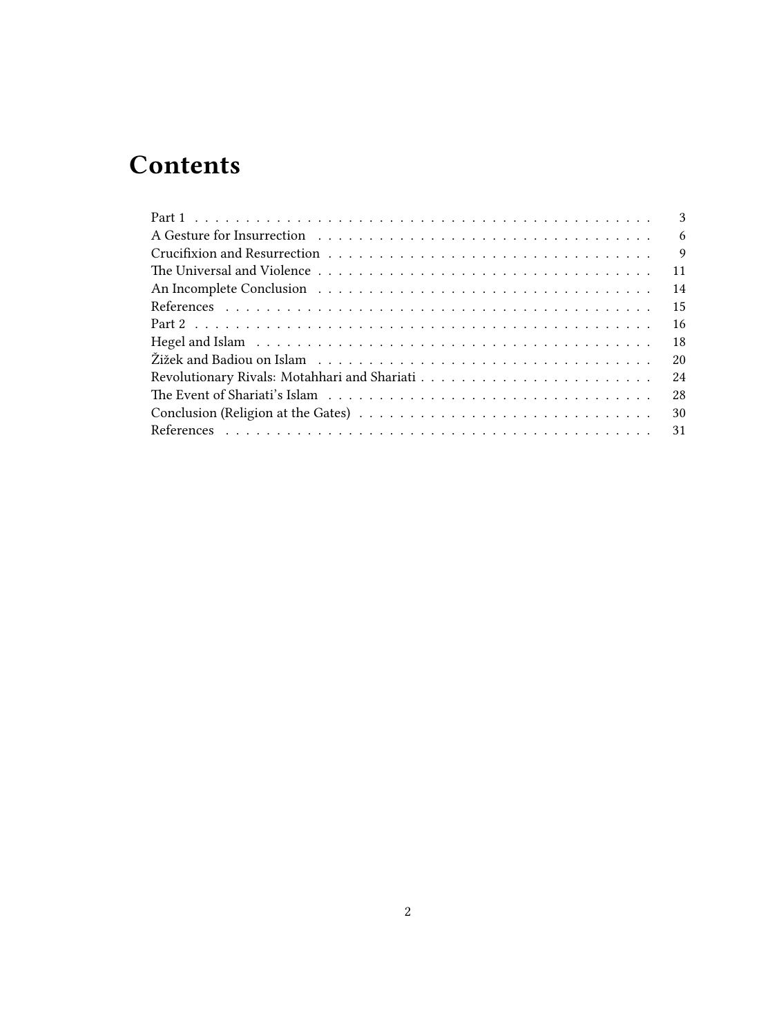# Contents

- Part 1 . . . . . . . . . . 3
- A Gesture for Insurrection . . . . . . . . . . 6
- Crucifixion and Resurrection . . . . . . . . . . 9
- The Universal and Violence . . . . . . . . . . 11
- An Incomplete Conclusion . . . . . . . . . . 14
- References . . . . . . . . . . 15
- Part 2 . . . . . . . . . . 16
- Hegel and Islam . . . . . . . . . . 18
- Žižek and Badiou on Islam . . . . . . . . . . 20
- Revolutionary Rivals: Motahhari and Shariati . . . . . . . . . . 24
- The Event of Shariati's Islam . . . . . . . . . . 28
- Conclusion (Religion at the Gates) . . . . . . . . . . 30
- References . . . . . . . . . . 31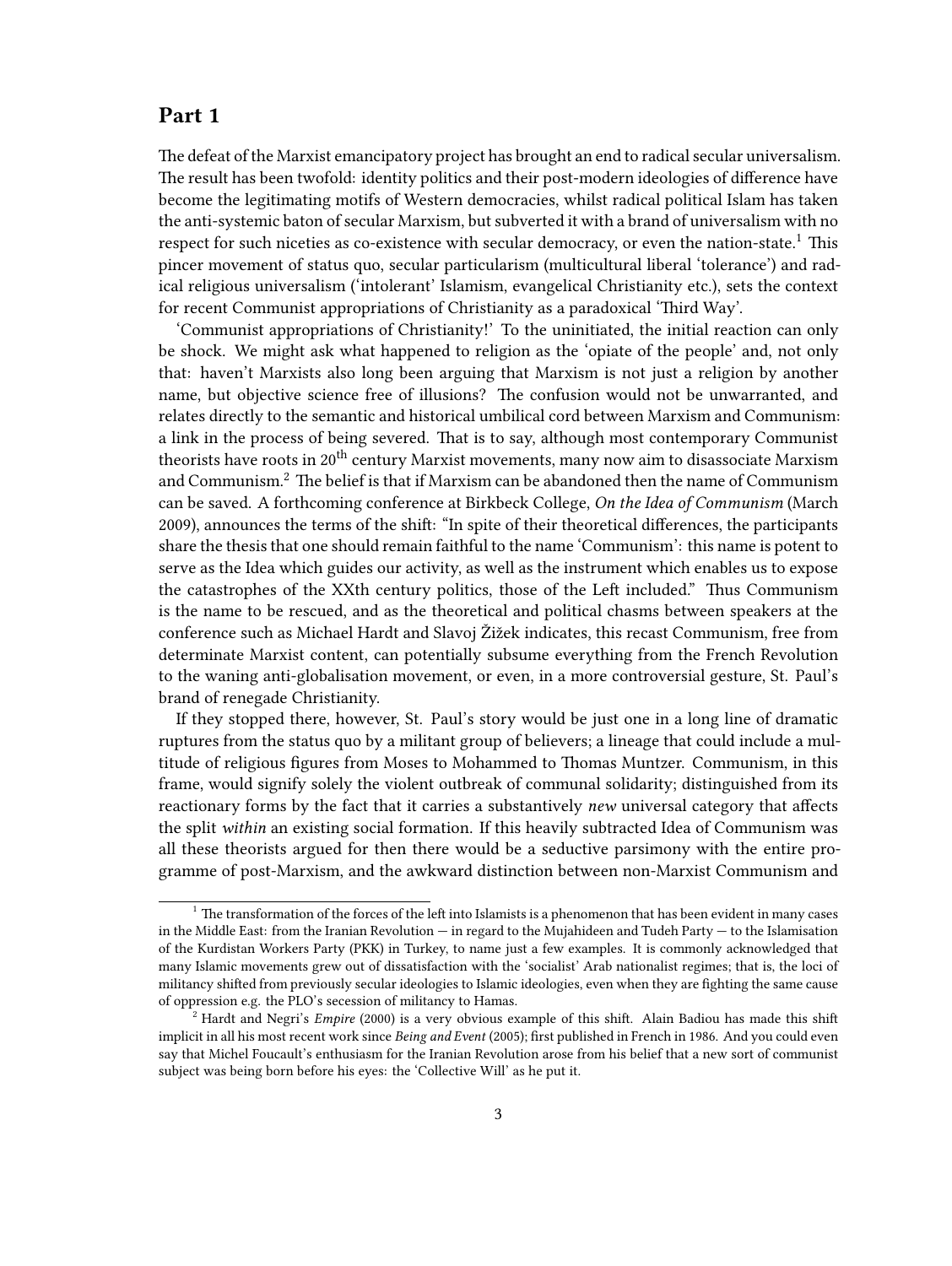## Part 1

The defeat of the Marxist emancipatory project has brought an end to radical secular universalism. The result has been twofold: identity politics and their post-modern ideologies of difference have become the legitimating motifs of Western democracies, whilst radical political Islam has taken the anti-systemic baton of secular Marxism, but subverted it with a brand of universalism with no respect for such niceties as co-existence with secular democracy, or even the nation-state.[1] This pincer movement of status quo, secular particularism (multicultural liberal 'tolerance') and radical religious universalism ('intolerant' Islamism, evangelical Christianity etc.), sets the context for recent Communist appropriations of Christianity as a paradoxical 'Third Way'.

'Communist appropriations of Christianity!' To the uninitiated, the initial reaction can only be shock. We might ask what happened to religion as the 'opiate of the people' and, not only that: haven't Marxists also long been arguing that Marxism is not just a religion by another name, but objective science free of illusions? The confusion would not be unwarranted, and relates directly to the semantic and historical umbilical cord between Marxism and Communism: a link in the process of being severed. That is to say, although most contemporary Communist theorists have roots in 20th century Marxist movements, many now aim to disassociate Marxism and Communism.[2] The belief is that if Marxism can be abandoned then the name of Communism can be saved. A forthcoming conference at Birkbeck College, *On the Idea of Communism* (March 2009), announces the terms of the shift: "In spite of their theoretical differences, the participants share the thesis that one should remain faithful to the name 'Communism': this name is potent to serve as the Idea which guides our activity, as well as the instrument which enables us to expose the catastrophes of the XXth century politics, those of the Left included." Thus Communism is the name to be rescued, and as the theoretical and political chasms between speakers at the conference such as Michael Hardt and Slavoj Žižek indicates, this recast Communism, free from determinate Marxist content, can potentially subsume everything from the French Revolution to the waning anti-globalisation movement, or even, in a more controversial gesture, St. Paul's brand of renegade Christianity.

If they stopped there, however, St. Paul's story would be just one in a long line of dramatic ruptures from the status quo by a militant group of believers; a lineage that could include a multitude of religious figures from Moses to Mohammed to Thomas Muntzer. Communism, in this frame, would signify solely the violent outbreak of communal solidarity; distinguished from its reactionary forms by the fact that it carries a substantively *new* universal category that affects the split *within* an existing social formation. If this heavily subtracted Idea of Communism was all these theorists argued for then there would be a seductive parsimony with the entire programme of post-Marxism, and the awkward distinction between non-Marxist Communism and

[1] The transformation of the forces of the left into Islamists is a phenomenon that has been evident in many cases in the Middle East: from the Iranian Revolution — in regard to the Mujahideen and Tudeh Party — to the Islamisation of the Kurdistan Workers Party (PKK) in Turkey, to name just a few examples. It is commonly acknowledged that many Islamic movements grew out of dissatisfaction with the 'socialist' Arab nationalist regimes; that is, the loci of militancy shifted from previously secular ideologies to Islamic ideologies, even when they are fighting the same cause of oppression e.g. the PLO's secession of militancy to Hamas.

[2] Hardt and Negri's *Empire* (2000) is a very obvious example of this shift. Alain Badiou has made this shift implicit in all his most recent work since *Being and Event* (2005); first published in French in 1986. And you could even say that Michel Foucault's enthusiasm for the Iranian Revolution arose from his belief that a new sort of communist subject was being born before his eyes: the 'Collective Will' as he put it.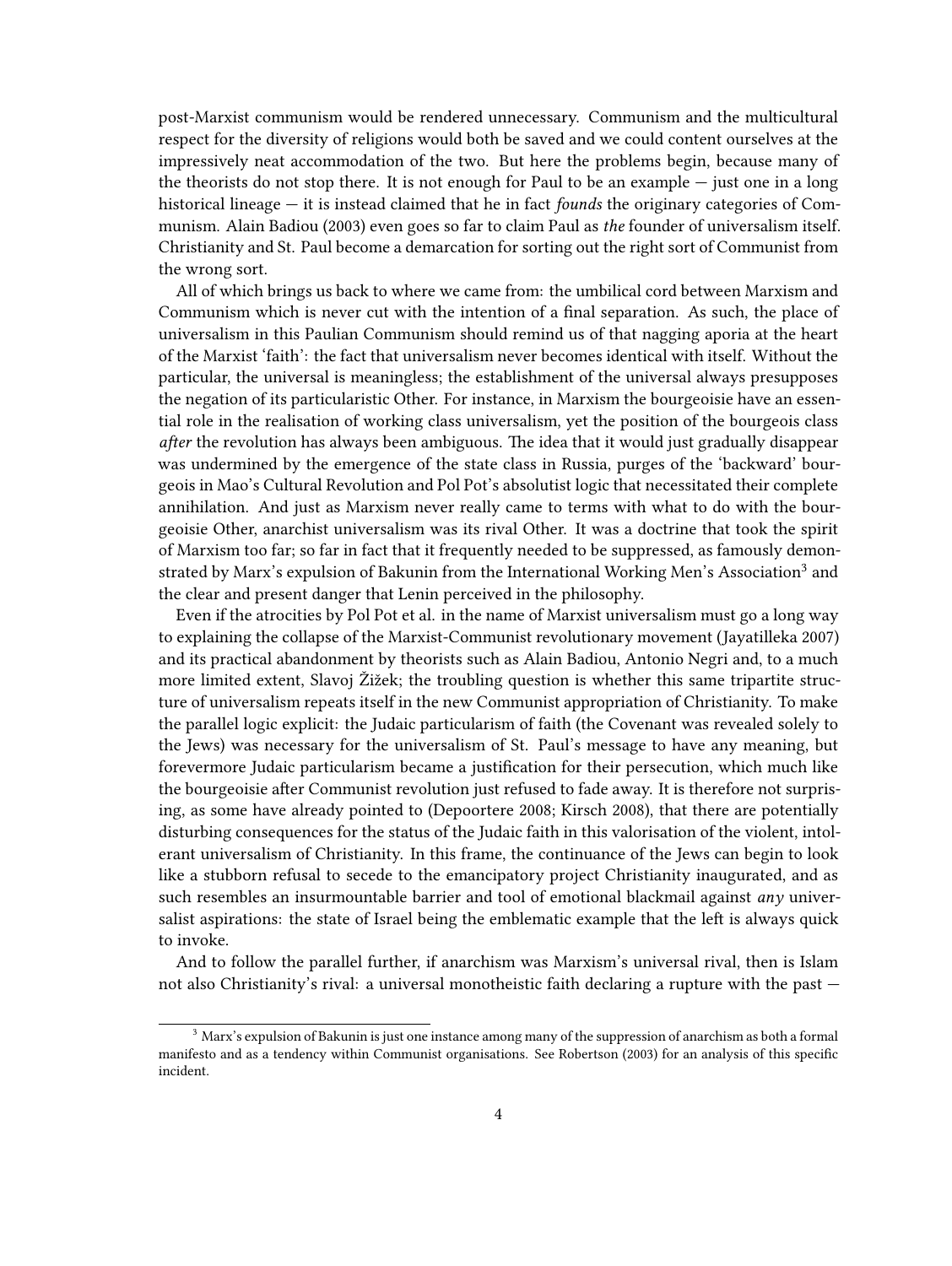post-Marxist communism would be rendered unnecessary. Communism and the multicultural respect for the diversity of religions would both be saved and we could content ourselves at the impressively neat accommodation of the two. But here the problems begin, because many of the theorists do not stop there. It is not enough for Paul to be an example — just one in a long historical lineage — it is instead claimed that he in fact *founds* the originary categories of Communism. Alain Badiou (2003) even goes so far to claim Paul as *the* founder of universalism itself. Christianity and St. Paul become a demarcation for sorting out the right sort of Communist from the wrong sort.

All of which brings us back to where we came from: the umbilical cord between Marxism and Communism which is never cut with the intention of a final separation. As such, the place of universalism in this Paulian Communism should remind us of that nagging aporia at the heart of the Marxist 'faith': the fact that universalism never becomes identical with itself. Without the particular, the universal is meaningless; the establishment of the universal always presupposes the negation of its particularistic Other. For instance, in Marxism the bourgeoisie have an essential role in the realisation of working class universalism, yet the position of the bourgeois class *after* the revolution has always been ambiguous. The idea that it would just gradually disappear was undermined by the emergence of the state class in Russia, purges of the 'backward' bourgeois in Mao's Cultural Revolution and Pol Pot's absolutist logic that necessitated their complete annihilation. And just as Marxism never really came to terms with what to do with the bourgeoisie Other, anarchist universalism was its rival Other. It was a doctrine that took the spirit of Marxism too far; so far in fact that it frequently needed to be suppressed, as famously demonstrated by Marx's expulsion of Bakunin from the International Working Men's Association[3] and the clear and present danger that Lenin perceived in the philosophy.

Even if the atrocities by Pol Pot et al. in the name of Marxist universalism must go a long way to explaining the collapse of the Marxist-Communist revolutionary movement (Jayatilleka 2007) and its practical abandonment by theorists such as Alain Badiou, Antonio Negri and, to a much more limited extent, Slavoj Žižek; the troubling question is whether this same tripartite structure of universalism repeats itself in the new Communist appropriation of Christianity. To make the parallel logic explicit: the Judaic particularism of faith (the Covenant was revealed solely to the Jews) was necessary for the universalism of St. Paul's message to have any meaning, but forevermore Judaic particularism became a justification for their persecution, which much like the bourgeoisie after Communist revolution just refused to fade away. It is therefore not surprising, as some have already pointed to (Depoortere 2008; Kirsch 2008), that there are potentially disturbing consequences for the status of the Judaic faith in this valorisation of the violent, intolerant universalism of Christianity. In this frame, the continuance of the Jews can begin to look like a stubborn refusal to secede to the emancipatory project Christianity inaugurated, and as such resembles an insurmountable barrier and tool of emotional blackmail against *any* universalist aspirations: the state of Israel being the emblematic example that the left is always quick to invoke.

And to follow the parallel further, if anarchism was Marxism's universal rival, then is Islam not also Christianity's rival: a universal monotheistic faith declaring a rupture with the past —

[3] Marx's expulsion of Bakunin is just one instance among many of the suppression of anarchism as both a formal manifesto and as a tendency within Communist organisations. See Robertson (2003) for an analysis of this specific incident.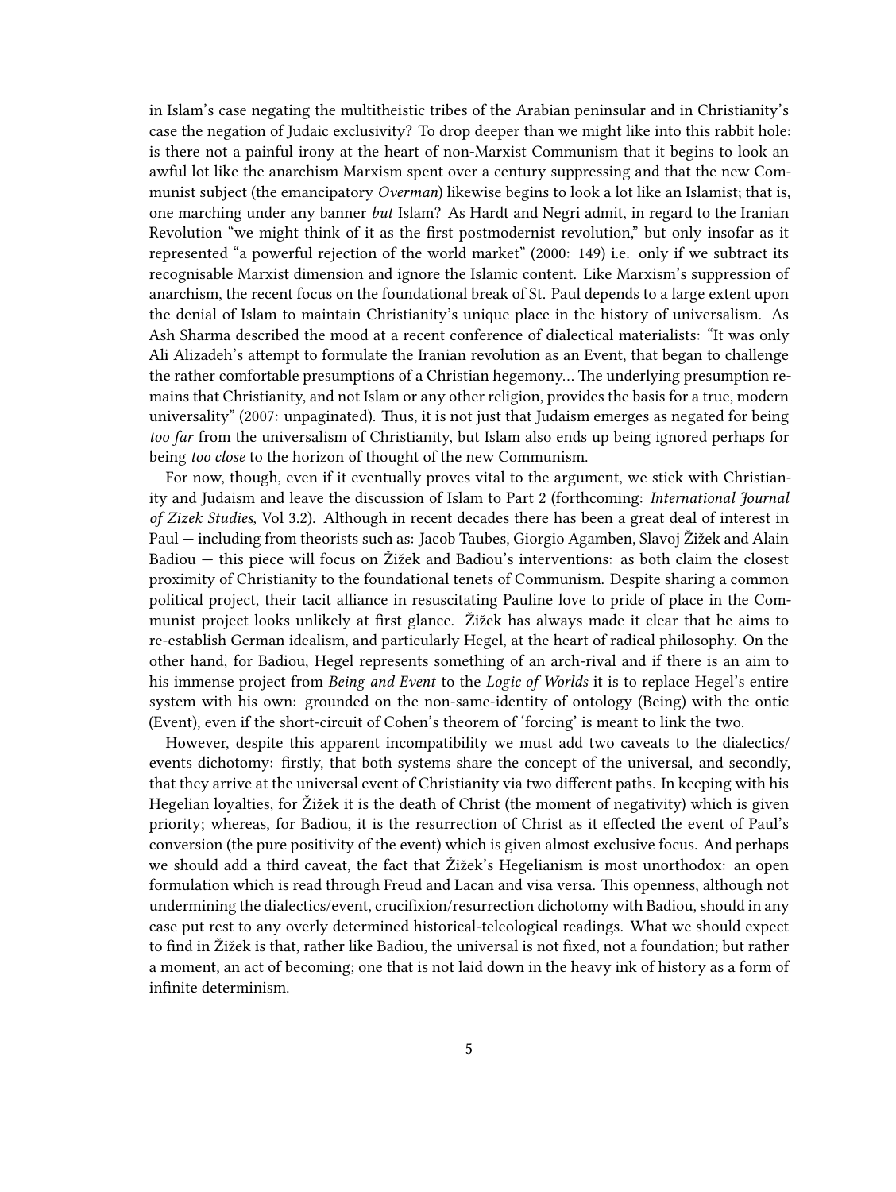in Islam's case negating the multitheistic tribes of the Arabian peninsular and in Christianity's case the negation of Judaic exclusivity? To drop deeper than we might like into this rabbit hole: is there not a painful irony at the heart of non-Marxist Communism that it begins to look an awful lot like the anarchism Marxism spent over a century suppressing and that the new Communist subject (the emancipatory *Overman*) likewise begins to look a lot like an Islamist; that is, one marching under any banner *but* Islam? As Hardt and Negri admit, in regard to the Iranian Revolution "we might think of it as the first postmodernist revolution," but only insofar as it represented "a powerful rejection of the world market" (2000: 149) i.e. only if we subtract its recognisable Marxist dimension and ignore the Islamic content. Like Marxism's suppression of anarchism, the recent focus on the foundational break of St. Paul depends to a large extent upon the denial of Islam to maintain Christianity's unique place in the history of universalism. As Ash Sharma described the mood at a recent conference of dialectical materialists: "It was only Ali Alizadeh's attempt to formulate the Iranian revolution as an Event, that began to challenge the rather comfortable presumptions of a Christian hegemony… The underlying presumption remains that Christianity, and not Islam or any other religion, provides the basis for a true, modern universality" (2007: unpaginated). Thus, it is not just that Judaism emerges as negated for being *too far* from the universalism of Christianity, but Islam also ends up being ignored perhaps for being *too close* to the horizon of thought of the new Communism.

For now, though, even if it eventually proves vital to the argument, we stick with Christianity and Judaism and leave the discussion of Islam to Part 2 (forthcoming: *International Journal of Zizek Studies*, Vol 3.2). Although in recent decades there has been a great deal of interest in Paul — including from theorists such as: Jacob Taubes, Giorgio Agamben, Slavoj Žižek and Alain Badiou — this piece will focus on Žižek and Badiou's interventions: as both claim the closest proximity of Christianity to the foundational tenets of Communism. Despite sharing a common political project, their tacit alliance in resuscitating Pauline love to pride of place in the Communist project looks unlikely at first glance. Žižek has always made it clear that he aims to re-establish German idealism, and particularly Hegel, at the heart of radical philosophy. On the other hand, for Badiou, Hegel represents something of an arch-rival and if there is an aim to his immense project from *Being and Event* to the *Logic of Worlds* it is to replace Hegel's entire system with his own: grounded on the non-same-identity of ontology (Being) with the ontic (Event), even if the short-circuit of Cohen's theorem of 'forcing' is meant to link the two.

However, despite this apparent incompatibility we must add two caveats to the dialectics/events dichotomy: firstly, that both systems share the concept of the universal, and secondly, that they arrive at the universal event of Christianity via two different paths. In keeping with his Hegelian loyalties, for Žižek it is the death of Christ (the moment of negativity) which is given priority; whereas, for Badiou, it is the resurrection of Christ as it effected the event of Paul's conversion (the pure positivity of the event) which is given almost exclusive focus. And perhaps we should add a third caveat, the fact that Žižek's Hegelianism is most unorthodox: an open formulation which is read through Freud and Lacan and visa versa. This openness, although not undermining the dialectics/event, crucifixion/resurrection dichotomy with Badiou, should in any case put rest to any overly determined historical-teleological readings. What we should expect to find in Žižek is that, rather like Badiou, the universal is not fixed, not a foundation; but rather a moment, an act of becoming; one that is not laid down in the heavy ink of history as a form of infinite determinism.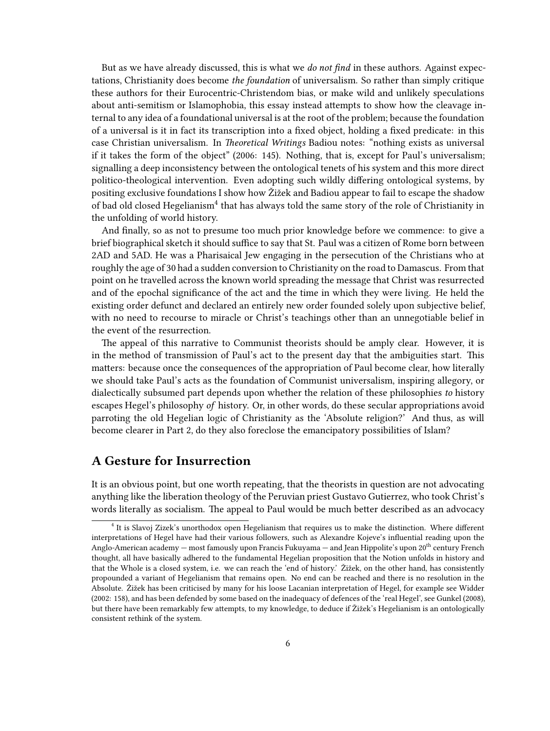But as we have already discussed, this is what we *do not find* in these authors. Against expectations, Christianity does become *the foundation* of universalism. So rather than simply critique these authors for their Eurocentric-Christendom bias, or make wild and unlikely speculations about anti-semitism or Islamophobia, this essay instead attempts to show how the cleavage internal to any idea of a foundational universal is at the root of the problem; because the foundation of a universal is it in fact its transcription into a fixed object, holding a fixed predicate: in this case Christian universalism. In *Theoretical Writings* Badiou notes: "nothing exists as universal if it takes the form of the object" (2006: 145). Nothing, that is, except for Paul's universalism; signalling a deep inconsistency between the ontological tenets of his system and this more direct politico-theological intervention. Even adopting such wildly differing ontological systems, by positing exclusive foundations I show how Žižek and Badiou appear to fail to escape the shadow of bad old closed Hegelianism[4] that has always told the same story of the role of Christianity in the unfolding of world history.

And finally, so as not to presume too much prior knowledge before we commence: to give a brief biographical sketch it should suffice to say that St. Paul was a citizen of Rome born between 2AD and 5AD. He was a Pharisaical Jew engaging in the persecution of the Christians who at roughly the age of 30 had a sudden conversion to Christianity on the road to Damascus. From that point on he travelled across the known world spreading the message that Christ was resurrected and of the epochal significance of the act and the time in which they were living. He held the existing order defunct and declared an entirely new order founded solely upon subjective belief, with no need to recourse to miracle or Christ's teachings other than an unnegotiable belief in the event of the resurrection.

The appeal of this narrative to Communist theorists should be amply clear. However, it is in the method of transmission of Paul's act to the present day that the ambiguities start. This matters: because once the consequences of the appropriation of Paul become clear, how literally we should take Paul's acts as the foundation of Communist universalism, inspiring allegory, or dialectically subsumed part depends upon whether the relation of these philosophies *to* history escapes Hegel's philosophy *of* history. Or, in other words, do these secular appropriations avoid parroting the old Hegelian logic of Christianity as the 'Absolute religion?' And thus, as will become clearer in Part 2, do they also foreclose the emancipatory possibilities of Islam?

## A Gesture for Insurrection

It is an obvious point, but one worth repeating, that the theorists in question are not advocating anything like the liberation theology of the Peruvian priest Gustavo Gutierrez, who took Christ's words literally as socialism. The appeal to Paul would be much better described as an advocacy

[4] It is Slavoj Zizek's unorthodox open Hegelianism that requires us to make the distinction. Where different interpretations of Hegel have had their various followers, such as Alexandre Kojeve's influential reading upon the Anglo-American academy — most famously upon Francis Fukuyama — and Jean Hippolite's upon 20th century French thought, all have basically adhered to the fundamental Hegelian proposition that the Notion unfolds in history and that the Whole is a closed system, i.e. we can reach the 'end of history.' Žižek, on the other hand, has consistently propounded a variant of Hegelianism that remains open. No end can be reached and there is no resolution in the Absolute. Žižek has been criticised by many for his loose Lacanian interpretation of Hegel, for example see Widder (2002: 158), and has been defended by some based on the inadequacy of defences of the 'real Hegel', see Gunkel (2008), but there have been remarkably few attempts, to my knowledge, to deduce if Žižek's Hegelianism is an ontologically consistent rethink of the system.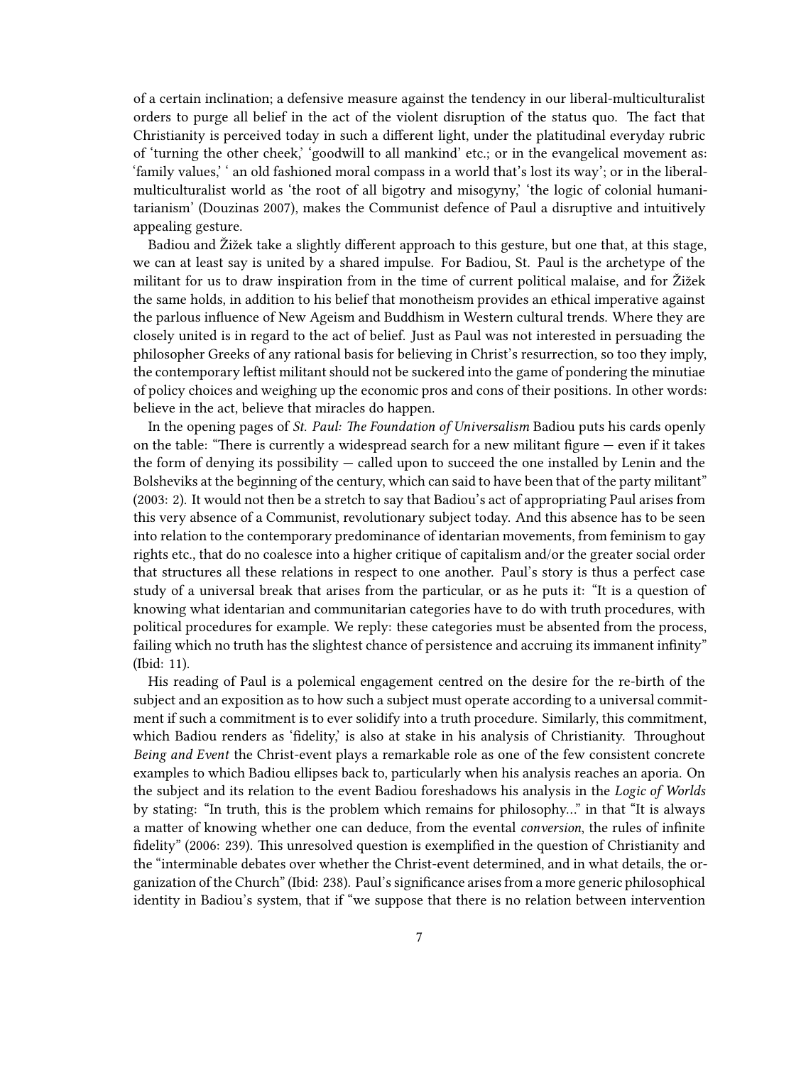of a certain inclination; a defensive measure against the tendency in our liberal-multiculturalist orders to purge all belief in the act of the violent disruption of the status quo. The fact that Christianity is perceived today in such a different light, under the platitudinal everyday rubric of 'turning the other cheek,' 'goodwill to all mankind' etc.; or in the evangelical movement as: 'family values,' ' an old fashioned moral compass in a world that's lost its way'; or in the liberal-multiculturalist world as 'the root of all bigotry and misogyny,' 'the logic of colonial humanitarianism' (Douzinas 2007), makes the Communist defence of Paul a disruptive and intuitively appealing gesture.

Badiou and Žižek take a slightly different approach to this gesture, but one that, at this stage, we can at least say is united by a shared impulse. For Badiou, St. Paul is the archetype of the militant for us to draw inspiration from in the time of current political malaise, and for Žižek the same holds, in addition to his belief that monotheism provides an ethical imperative against the parlous influence of New Ageism and Buddhism in Western cultural trends. Where they are closely united is in regard to the act of belief. Just as Paul was not interested in persuading the philosopher Greeks of any rational basis for believing in Christ's resurrection, so too they imply, the contemporary leftist militant should not be suckered into the game of pondering the minutiae of policy choices and weighing up the economic pros and cons of their positions. In other words: believe in the act, believe that miracles do happen.

In the opening pages of *St. Paul: The Foundation of Universalism* Badiou puts his cards openly on the table: "There is currently a widespread search for a new militant figure — even if it takes the form of denying its possibility — called upon to succeed the one installed by Lenin and the Bolsheviks at the beginning of the century, which can said to have been that of the party militant" (2003: 2). It would not then be a stretch to say that Badiou's act of appropriating Paul arises from this very absence of a Communist, revolutionary subject today. And this absence has to be seen into relation to the contemporary predominance of identarian movements, from feminism to gay rights etc., that do no coalesce into a higher critique of capitalism and/or the greater social order that structures all these relations in respect to one another. Paul's story is thus a perfect case study of a universal break that arises from the particular, or as he puts it: "It is a question of knowing what identarian and communitarian categories have to do with truth procedures, with political procedures for example. We reply: these categories must be absented from the process, failing which no truth has the slightest chance of persistence and accruing its immanent infinity" (Ibid: 11).

His reading of Paul is a polemical engagement centred on the desire for the re-birth of the subject and an exposition as to how such a subject must operate according to a universal commitment if such a commitment is to ever solidify into a truth procedure. Similarly, this commitment, which Badiou renders as 'fidelity,' is also at stake in his analysis of Christianity. Throughout *Being and Event* the Christ-event plays a remarkable role as one of the few consistent concrete examples to which Badiou ellipses back to, particularly when his analysis reaches an aporia. On the subject and its relation to the event Badiou foreshadows his analysis in the *Logic of Worlds* by stating: "In truth, this is the problem which remains for philosophy…" in that "It is always a matter of knowing whether one can deduce, from the evental *conversion*, the rules of infinite fidelity" (2006: 239). This unresolved question is exemplified in the question of Christianity and the "interminable debates over whether the Christ-event determined, and in what details, the organization of the Church" (Ibid: 238). Paul's significance arises from a more generic philosophical identity in Badiou's system, that if "we suppose that there is no relation between intervention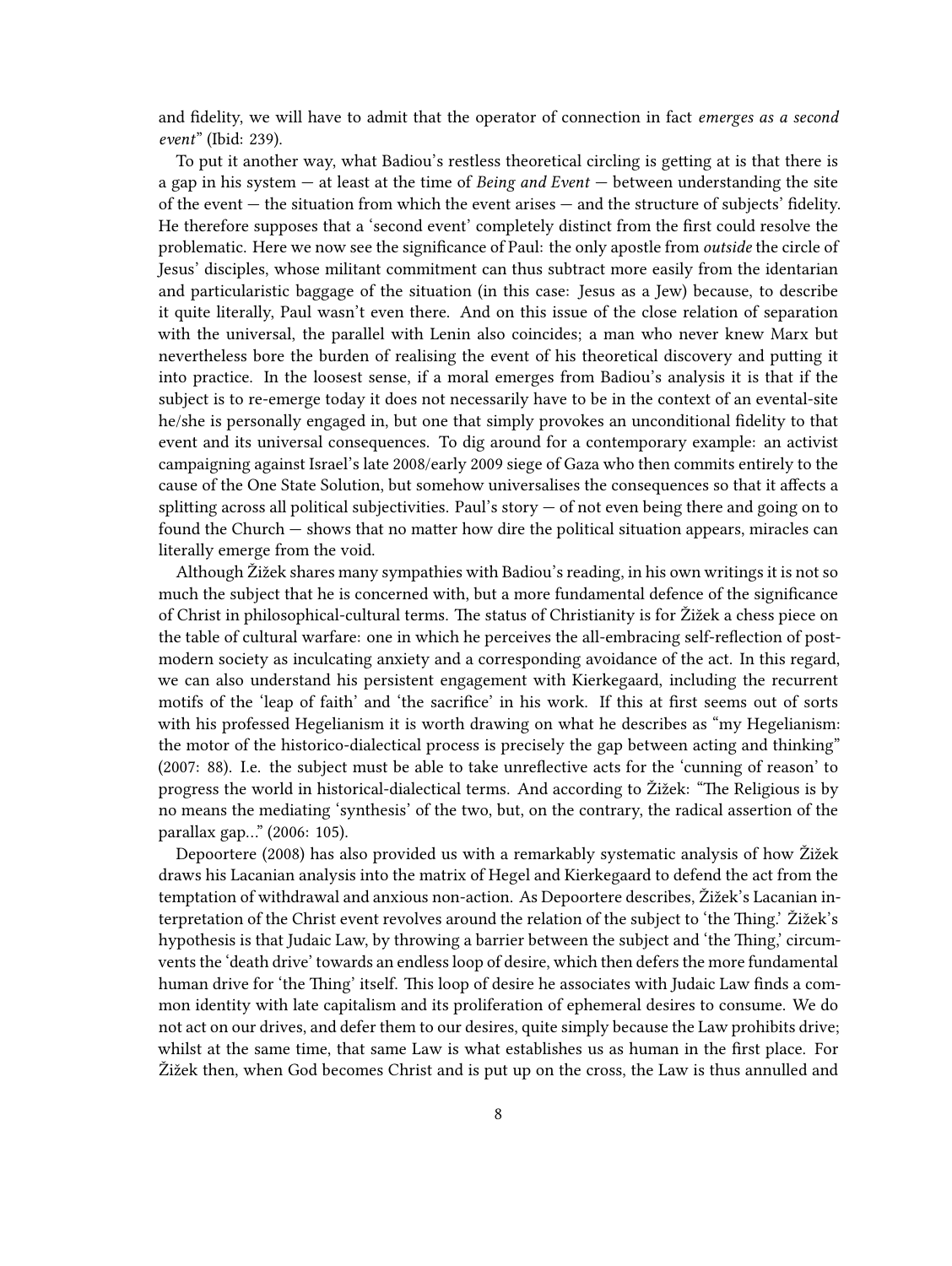and fidelity, we will have to admit that the operator of connection in fact *emerges as a second event*" (Ibid: 239).

To put it another way, what Badiou's restless theoretical circling is getting at is that there is a gap in his system — at least at the time of *Being and Event* — between understanding the site of the event — the situation from which the event arises — and the structure of subjects' fidelity. He therefore supposes that a 'second event' completely distinct from the first could resolve the problematic. Here we now see the significance of Paul: the only apostle from *outside* the circle of Jesus' disciples, whose militant commitment can thus subtract more easily from the identarian and particularistic baggage of the situation (in this case: Jesus as a Jew) because, to describe it quite literally, Paul wasn't even there. And on this issue of the close relation of separation with the universal, the parallel with Lenin also coincides; a man who never knew Marx but nevertheless bore the burden of realising the event of his theoretical discovery and putting it into practice. In the loosest sense, if a moral emerges from Badiou's analysis it is that if the subject is to re-emerge today it does not necessarily have to be in the context of an evental-site he/she is personally engaged in, but one that simply provokes an unconditional fidelity to that event and its universal consequences. To dig around for a contemporary example: an activist campaigning against Israel's late 2008/early 2009 siege of Gaza who then commits entirely to the cause of the One State Solution, but somehow universalises the consequences so that it affects a splitting across all political subjectivities. Paul's story — of not even being there and going on to found the Church — shows that no matter how dire the political situation appears, miracles can literally emerge from the void.

Although Žižek shares many sympathies with Badiou's reading, in his own writings it is not so much the subject that he is concerned with, but a more fundamental defence of the significance of Christ in philosophical-cultural terms. The status of Christianity is for Žižek a chess piece on the table of cultural warfare: one in which he perceives the all-embracing self-reflection of post-modern society as inculcating anxiety and a corresponding avoidance of the act. In this regard, we can also understand his persistent engagement with Kierkegaard, including the recurrent motifs of the 'leap of faith' and 'the sacrifice' in his work. If this at first seems out of sorts with his professed Hegelianism it is worth drawing on what he describes as "my Hegelianism: the motor of the historico-dialectical process is precisely the gap between acting and thinking" (2007: 88). I.e. the subject must be able to take unreflective acts for the 'cunning of reason' to progress the world in historical-dialectical terms. And according to Žižek: "The Religious is by no means the mediating 'synthesis' of the two, but, on the contrary, the radical assertion of the parallax gap…" (2006: 105).

Depoortere (2008) has also provided us with a remarkably systematic analysis of how Žižek draws his Lacanian analysis into the matrix of Hegel and Kierkegaard to defend the act from the temptation of withdrawal and anxious non-action. As Depoortere describes, Žižek's Lacanian interpretation of the Christ event revolves around the relation of the subject to 'the Thing.' Žižek's hypothesis is that Judaic Law, by throwing a barrier between the subject and 'the Thing,' circumvents the 'death drive' towards an endless loop of desire, which then defers the more fundamental human drive for 'the Thing' itself. This loop of desire he associates with Judaic Law finds a common identity with late capitalism and its proliferation of ephemeral desires to consume. We do not act on our drives, and defer them to our desires, quite simply because the Law prohibits drive; whilst at the same time, that same Law is what establishes us as human in the first place. For Žižek then, when God becomes Christ and is put up on the cross, the Law is thus annulled and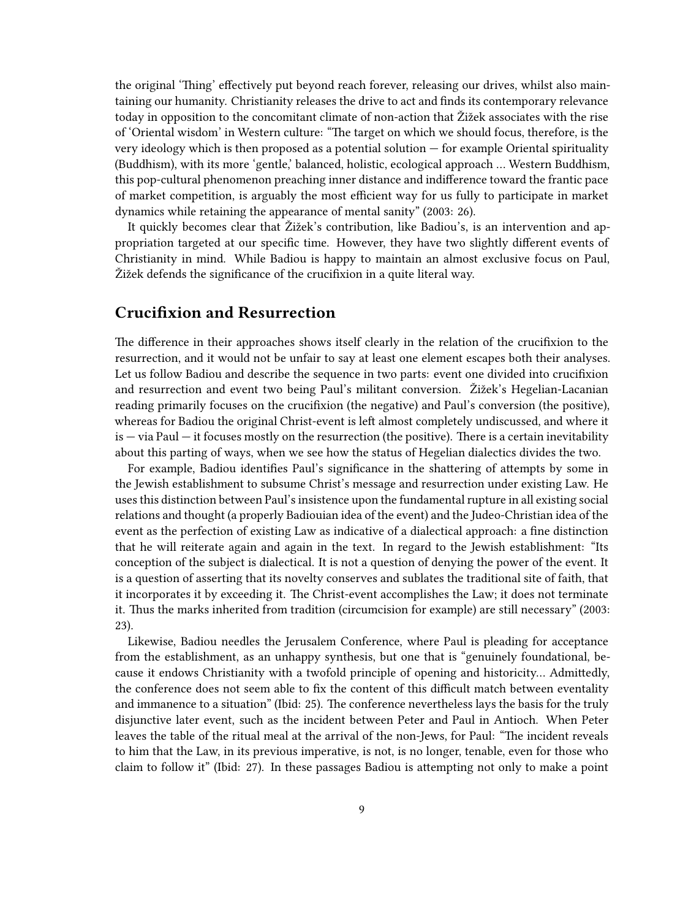the original 'Thing' effectively put beyond reach forever, releasing our drives, whilst also maintaining our humanity. Christianity releases the drive to act and finds its contemporary relevance today in opposition to the concomitant climate of non-action that Žižek associates with the rise of 'Oriental wisdom' in Western culture: "The target on which we should focus, therefore, is the very ideology which is then proposed as a potential solution — for example Oriental spirituality (Buddhism), with its more 'gentle,' balanced, holistic, ecological approach … Western Buddhism, this pop-cultural phenomenon preaching inner distance and indifference toward the frantic pace of market competition, is arguably the most efficient way for us fully to participate in market dynamics while retaining the appearance of mental sanity" (2003: 26).

It quickly becomes clear that Žižek's contribution, like Badiou's, is an intervention and appropriation targeted at our specific time. However, they have two slightly different events of Christianity in mind. While Badiou is happy to maintain an almost exclusive focus on Paul, Žižek defends the significance of the crucifixion in a quite literal way.

## Crucifixion and Resurrection

The difference in their approaches shows itself clearly in the relation of the crucifixion to the resurrection, and it would not be unfair to say at least one element escapes both their analyses. Let us follow Badiou and describe the sequence in two parts: event one divided into crucifixion and resurrection and event two being Paul's militant conversion. Žižek's Hegelian-Lacanian reading primarily focuses on the crucifixion (the negative) and Paul's conversion (the positive), whereas for Badiou the original Christ-event is left almost completely undiscussed, and where it is — via Paul — it focuses mostly on the resurrection (the positive). There is a certain inevitability about this parting of ways, when we see how the status of Hegelian dialectics divides the two.

For example, Badiou identifies Paul's significance in the shattering of attempts by some in the Jewish establishment to subsume Christ's message and resurrection under existing Law. He uses this distinction between Paul's insistence upon the fundamental rupture in all existing social relations and thought (a properly Badiouian idea of the event) and the Judeo-Christian idea of the event as the perfection of existing Law as indicative of a dialectical approach: a fine distinction that he will reiterate again and again in the text. In regard to the Jewish establishment: "Its conception of the subject is dialectical. It is not a question of denying the power of the event. It is a question of asserting that its novelty conserves and sublates the traditional site of faith, that it incorporates it by exceeding it. The Christ-event accomplishes the Law; it does not terminate it. Thus the marks inherited from tradition (circumcision for example) are still necessary" (2003: 23).

Likewise, Badiou needles the Jerusalem Conference, where Paul is pleading for acceptance from the establishment, as an unhappy synthesis, but one that is "genuinely foundational, because it endows Christianity with a twofold principle of opening and historicity… Admittedly, the conference does not seem able to fix the content of this difficult match between eventality and immanence to a situation" (Ibid: 25). The conference nevertheless lays the basis for the truly disjunctive later event, such as the incident between Peter and Paul in Antioch. When Peter leaves the table of the ritual meal at the arrival of the non-Jews, for Paul: "The incident reveals to him that the Law, in its previous imperative, is not, is no longer, tenable, even for those who claim to follow it" (Ibid: 27). In these passages Badiou is attempting not only to make a point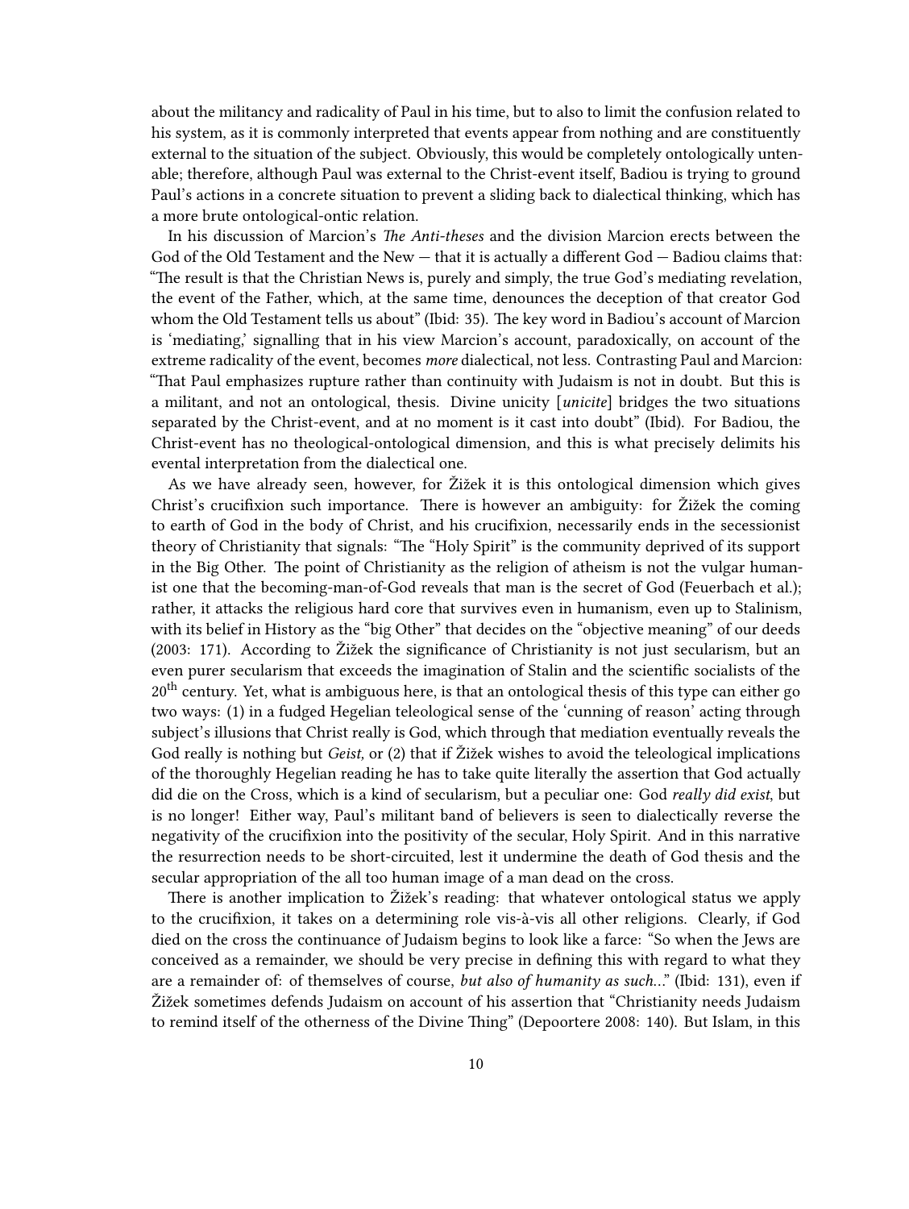about the militancy and radicality of Paul in his time, but to also to limit the confusion related to his system, as it is commonly interpreted that events appear from nothing and are constituently external to the situation of the subject. Obviously, this would be completely ontologically untenable; therefore, although Paul was external to the Christ-event itself, Badiou is trying to ground Paul's actions in a concrete situation to prevent a sliding back to dialectical thinking, which has a more brute ontological-ontic relation.

In his discussion of Marcion's *The Anti-theses* and the division Marcion erects between the God of the Old Testament and the New — that it is actually a different God — Badiou claims that: "The result is that the Christian News is, purely and simply, the true God's mediating revelation, the event of the Father, which, at the same time, denounces the deception of that creator God whom the Old Testament tells us about" (Ibid: 35). The key word in Badiou's account of Marcion is 'mediating,' signalling that in his view Marcion's account, paradoxically, on account of the extreme radicality of the event, becomes *more* dialectical, not less. Contrasting Paul and Marcion: "That Paul emphasizes rupture rather than continuity with Judaism is not in doubt. But this is a militant, and not an ontological, thesis. Divine unicity [*unicite*] bridges the two situations separated by the Christ-event, and at no moment is it cast into doubt" (Ibid). For Badiou, the Christ-event has no theological-ontological dimension, and this is what precisely delimits his evental interpretation from the dialectical one.

As we have already seen, however, for Žižek it is this ontological dimension which gives Christ's crucifixion such importance. There is however an ambiguity: for Žižek the coming to earth of God in the body of Christ, and his crucifixion, necessarily ends in the secessionist theory of Christianity that signals: "The "Holy Spirit" is the community deprived of its support in the Big Other. The point of Christianity as the religion of atheism is not the vulgar humanist one that the becoming-man-of-God reveals that man is the secret of God (Feuerbach et al.); rather, it attacks the religious hard core that survives even in humanism, even up to Stalinism, with its belief in History as the "big Other" that decides on the "objective meaning" of our deeds (2003: 171). According to Žižek the significance of Christianity is not just secularism, but an even purer secularism that exceeds the imagination of Stalin and the scientific socialists of the 20th century. Yet, what is ambiguous here, is that an ontological thesis of this type can either go two ways: (1) in a fudged Hegelian teleological sense of the 'cunning of reason' acting through subject's illusions that Christ really is God, which through that mediation eventually reveals the God really is nothing but *Geist,* or (2) that if Žižek wishes to avoid the teleological implications of the thoroughly Hegelian reading he has to take quite literally the assertion that God actually did die on the Cross, which is a kind of secularism, but a peculiar one: God *really did exist*, but is no longer! Either way, Paul's militant band of believers is seen to dialectically reverse the negativity of the crucifixion into the positivity of the secular, Holy Spirit. And in this narrative the resurrection needs to be short-circuited, lest it undermine the death of God thesis and the secular appropriation of the all too human image of a man dead on the cross.

There is another implication to Žižek's reading: that whatever ontological status we apply to the crucifixion, it takes on a determining role vis-à-vis all other religions. Clearly, if God died on the cross the continuance of Judaism begins to look like a farce: "So when the Jews are conceived as a remainder, we should be very precise in defining this with regard to what they are a remainder of: of themselves of course, *but also of humanity as such...*" (Ibid: 131), even if Žižek sometimes defends Judaism on account of his assertion that "Christianity needs Judaism to remind itself of the otherness of the Divine Thing" (Depoortere 2008: 140). But Islam, in this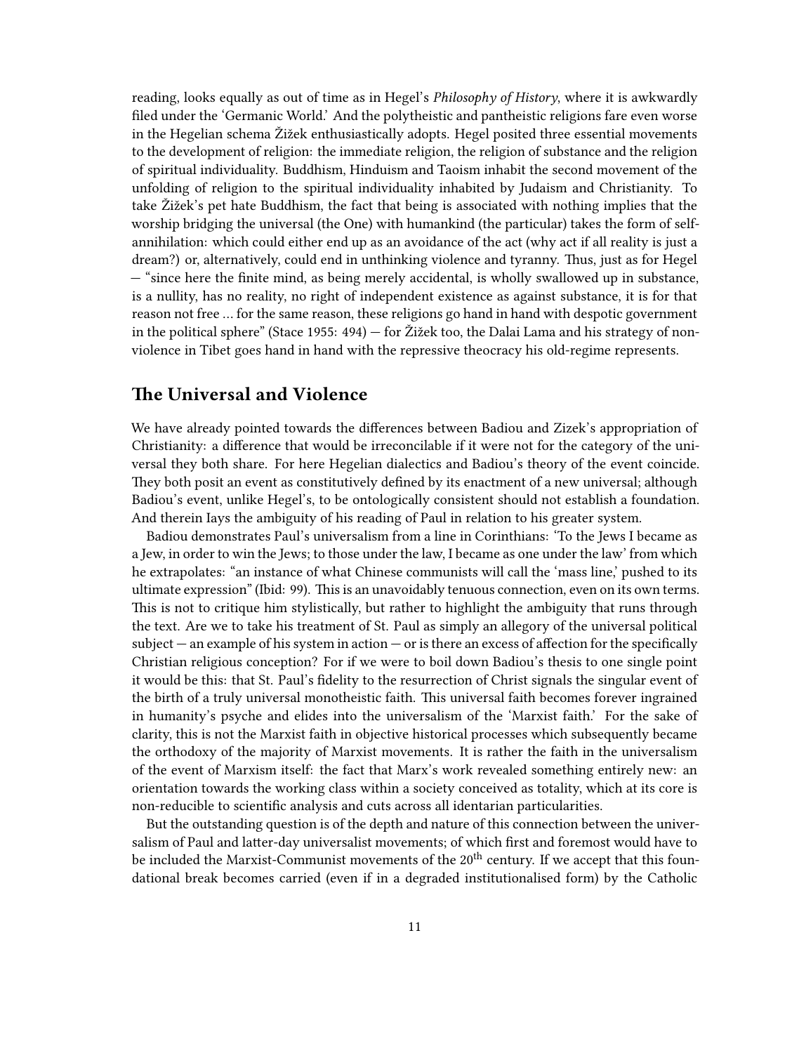reading, looks equally as out of time as in Hegel's *Philosophy of History*, where it is awkwardly filed under the 'Germanic World.' And the polytheistic and pantheistic religions fare even worse in the Hegelian schema Žižek enthusiastically adopts. Hegel posited three essential movements to the development of religion: the immediate religion, the religion of substance and the religion of spiritual individuality. Buddhism, Hinduism and Taoism inhabit the second movement of the unfolding of religion to the spiritual individuality inhabited by Judaism and Christianity. To take Žižek's pet hate Buddhism, the fact that being is associated with nothing implies that the worship bridging the universal (the One) with humankind (the particular) takes the form of self-annihilation: which could either end up as an avoidance of the act (why act if all reality is just a dream?) or, alternatively, could end in unthinking violence and tyranny. Thus, just as for Hegel — "since here the finite mind, as being merely accidental, is wholly swallowed up in substance, is a nullity, has no reality, no right of independent existence as against substance, it is for that reason not free … for the same reason, these religions go hand in hand with despotic government in the political sphere" (Stace 1955: 494) — for Žižek too, the Dalai Lama and his strategy of non-violence in Tibet goes hand in hand with the repressive theocracy his old-regime represents.

## The Universal and Violence

We have already pointed towards the differences between Badiou and Zizek's appropriation of Christianity: a difference that would be irreconcilable if it were not for the category of the universal they both share. For here Hegelian dialectics and Badiou's theory of the event coincide. They both posit an event as constitutively defined by its enactment of a new universal; although Badiou's event, unlike Hegel's, to be ontologically consistent should not establish a foundation. And therein Iays the ambiguity of his reading of Paul in relation to his greater system.

Badiou demonstrates Paul's universalism from a line in Corinthians: 'To the Jews I became as a Jew, in order to win the Jews; to those under the law, I became as one under the law' from which he extrapolates: "an instance of what Chinese communists will call the 'mass line,' pushed to its ultimate expression" (Ibid: 99). This is an unavoidably tenuous connection, even on its own terms. This is not to critique him stylistically, but rather to highlight the ambiguity that runs through the text. Are we to take his treatment of St. Paul as simply an allegory of the universal political subject — an example of his system in action — or is there an excess of affection for the specifically Christian religious conception? For if we were to boil down Badiou's thesis to one single point it would be this: that St. Paul's fidelity to the resurrection of Christ signals the singular event of the birth of a truly universal monotheistic faith. This universal faith becomes forever ingrained in humanity's psyche and elides into the universalism of the 'Marxist faith.' For the sake of clarity, this is not the Marxist faith in objective historical processes which subsequently became the orthodoxy of the majority of Marxist movements. It is rather the faith in the universalism of the event of Marxism itself: the fact that Marx's work revealed something entirely new: an orientation towards the working class within a society conceived as totality, which at its core is non-reducible to scientific analysis and cuts across all identarian particularities.

But the outstanding question is of the depth and nature of this connection between the universalism of Paul and latter-day universalist movements; of which first and foremost would have to be included the Marxist-Communist movements of the 20th century. If we accept that this foundational break becomes carried (even if in a degraded institutionalised form) by the Catholic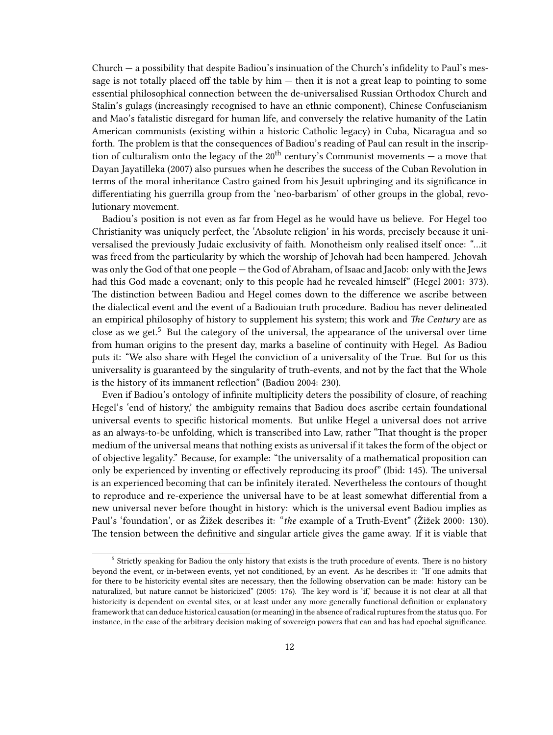Church — a possibility that despite Badiou's insinuation of the Church's infidelity to Paul's message is not totally placed off the table by him — then it is not a great leap to pointing to some essential philosophical connection between the de-universalised Russian Orthodox Church and Stalin's gulags (increasingly recognised to have an ethnic component), Chinese Confuscianism and Mao's fatalistic disregard for human life, and conversely the relative humanity of the Latin American communists (existing within a historic Catholic legacy) in Cuba, Nicaragua and so forth. The problem is that the consequences of Badiou's reading of Paul can result in the inscription of culturalism onto the legacy of the 20th century's Communist movements — a move that Dayan Jayatilleka (2007) also pursues when he describes the success of the Cuban Revolution in terms of the moral inheritance Castro gained from his Jesuit upbringing and its significance in differentiating his guerrilla group from the 'neo-barbarism' of other groups in the global, revolutionary movement.

Badiou's position is not even as far from Hegel as he would have us believe. For Hegel too Christianity was uniquely perfect, the 'Absolute religion' in his words, precisely because it universalised the previously Judaic exclusivity of faith. Monotheism only realised itself once: "…it was freed from the particularity by which the worship of Jehovah had been hampered. Jehovah was only the God of that one people — the God of Abraham, of Isaac and Jacob: only with the Jews had this God made a covenant; only to this people had he revealed himself" (Hegel 2001: 373). The distinction between Badiou and Hegel comes down to the difference we ascribe between the dialectical event and the event of a Badiouian truth procedure. Badiou has never delineated an empirical philosophy of history to supplement his system; this work and *The Century* are as close as we get.[5] But the category of the universal, the appearance of the universal over time from human origins to the present day, marks a baseline of continuity with Hegel. As Badiou puts it: "We also share with Hegel the conviction of a universality of the True. But for us this universality is guaranteed by the singularity of truth-events, and not by the fact that the Whole is the history of its immanent reflection" (Badiou 2004: 230).

Even if Badiou's ontology of infinite multiplicity deters the possibility of closure, of reaching Hegel's 'end of history,' the ambiguity remains that Badiou does ascribe certain foundational universal events to specific historical moments. But unlike Hegel a universal does not arrive as an always-to-be unfolding, which is transcribed into Law, rather "That thought is the proper medium of the universal means that nothing exists as universal if it takes the form of the object or of objective legality." Because, for example: "the universality of a mathematical proposition can only be experienced by inventing or effectively reproducing its proof" (Ibid: 145). The universal is an experienced becoming that can be infinitely iterated. Nevertheless the contours of thought to reproduce and re-experience the universal have to be at least somewhat differential from a new universal never before thought in history: which is the universal event Badiou implies as Paul's 'foundation', or as Žižek describes it: "*the* example of a Truth-Event" (Žižek 2000: 130). The tension between the definitive and singular article gives the game away. If it is viable that

[5] Strictly speaking for Badiou the only history that exists is the truth procedure of events. There is no history beyond the event, or in-between events, yet not conditioned, by an event. As he describes it: "If one admits that for there to be historicity evental sites are necessary, then the following observation can be made: history can be naturalized, but nature cannot be historicized" (2005: 176). The key word is 'if,' because it is not clear at all that historicity is dependent on evental sites, or at least under any more generally functional definition or explanatory framework that can deduce historical causation (or meaning) in the absence of radical ruptures from the status quo. For instance, in the case of the arbitrary decision making of sovereign powers that can and has had epochal significance.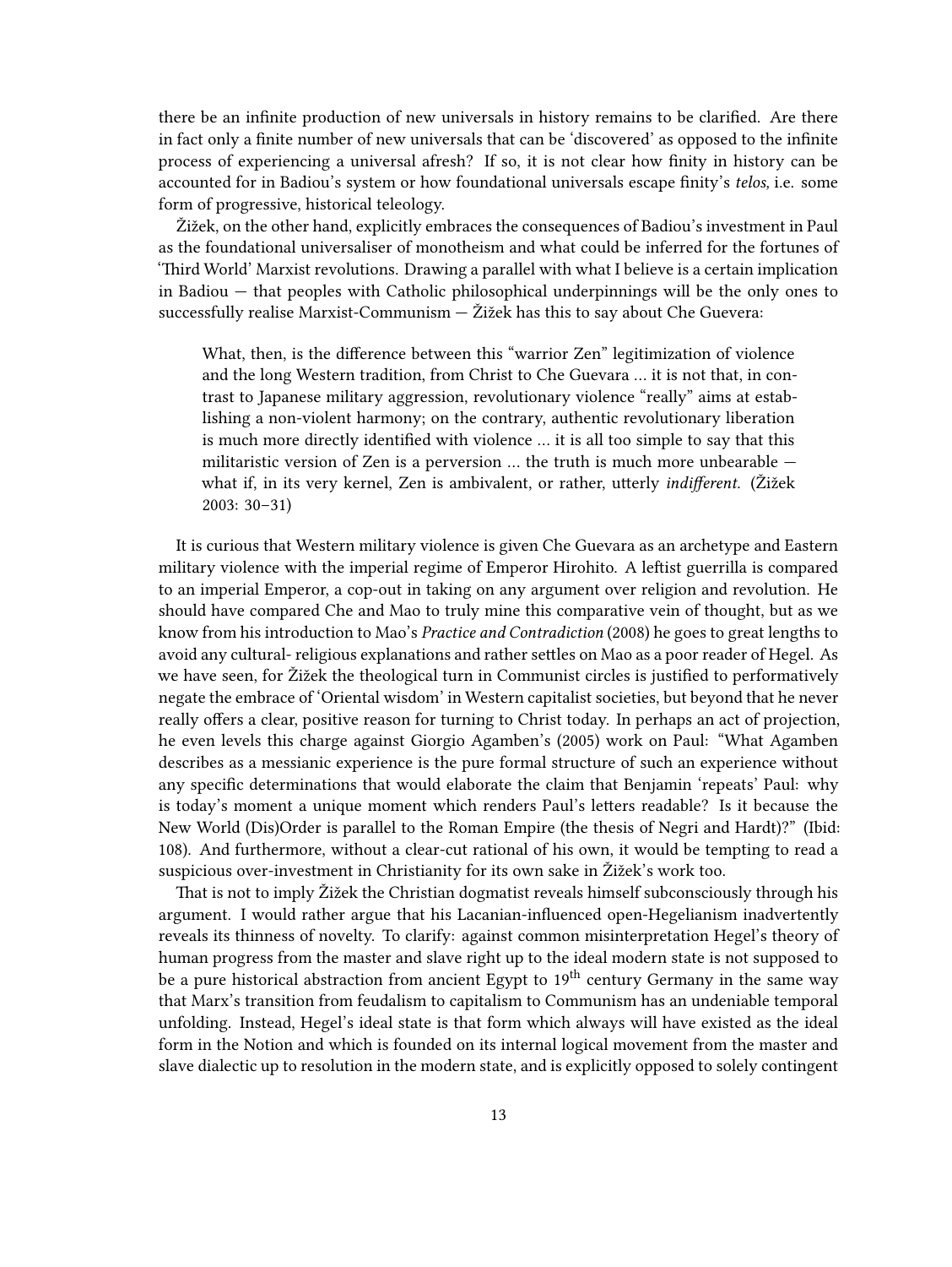there be an infinite production of new universals in history remains to be clarified. Are there in fact only a finite number of new universals that can be 'discovered' as opposed to the infinite process of experiencing a universal afresh? If so, it is not clear how finity in history can be accounted for in Badiou's system or how foundational universals escape finity's *telos,* i.e. some form of progressive, historical teleology.

Žižek, on the other hand, explicitly embraces the consequences of Badiou's investment in Paul as the foundational universaliser of monotheism and what could be inferred for the fortunes of 'Third World' Marxist revolutions. Drawing a parallel with what I believe is a certain implication in Badiou — that peoples with Catholic philosophical underpinnings will be the only ones to successfully realise Marxist-Communism — Žižek has this to say about Che Guevera:

> What, then, is the difference between this "warrior Zen" legitimization of violence and the long Western tradition, from Christ to Che Guevara … it is not that, in contrast to Japanese military aggression, revolutionary violence "really" aims at establishing a non-violent harmony; on the contrary, authentic revolutionary liberation is much more directly identified with violence … it is all too simple to say that this militaristic version of Zen is a perversion … the truth is much more unbearable — what if, in its very kernel, Zen is ambivalent, or rather, utterly *indifferent.* (Žižek 2003: 30–31)

It is curious that Western military violence is given Che Guevara as an archetype and Eastern military violence with the imperial regime of Emperor Hirohito. A leftist guerrilla is compared to an imperial Emperor, a cop-out in taking on any argument over religion and revolution. He should have compared Che and Mao to truly mine this comparative vein of thought, but as we know from his introduction to Mao's *Practice and Contradiction* (2008) he goes to great lengths to avoid any cultural- religious explanations and rather settles on Mao as a poor reader of Hegel. As we have seen, for Žižek the theological turn in Communist circles is justified to performatively negate the embrace of 'Oriental wisdom' in Western capitalist societies, but beyond that he never really offers a clear, positive reason for turning to Christ today. In perhaps an act of projection, he even levels this charge against Giorgio Agamben's (2005) work on Paul: "What Agamben describes as a messianic experience is the pure formal structure of such an experience without any specific determinations that would elaborate the claim that Benjamin 'repeats' Paul: why is today's moment a unique moment which renders Paul's letters readable? Is it because the New World (Dis)Order is parallel to the Roman Empire (the thesis of Negri and Hardt)?" (Ibid: 108). And furthermore, without a clear-cut rational of his own, it would be tempting to read a suspicious over-investment in Christianity for its own sake in Žižek's work too.

That is not to imply Žižek the Christian dogmatist reveals himself subconsciously through his argument. I would rather argue that his Lacanian-influenced open-Hegelianism inadvertently reveals its thinness of novelty. To clarify: against common misinterpretation Hegel's theory of human progress from the master and slave right up to the ideal modern state is not supposed to be a pure historical abstraction from ancient Egypt to 19th century Germany in the same way that Marx's transition from feudalism to capitalism to Communism has an undeniable temporal unfolding. Instead, Hegel's ideal state is that form which always will have existed as the ideal form in the Notion and which is founded on its internal logical movement from the master and slave dialectic up to resolution in the modern state, and is explicitly opposed to solely contingent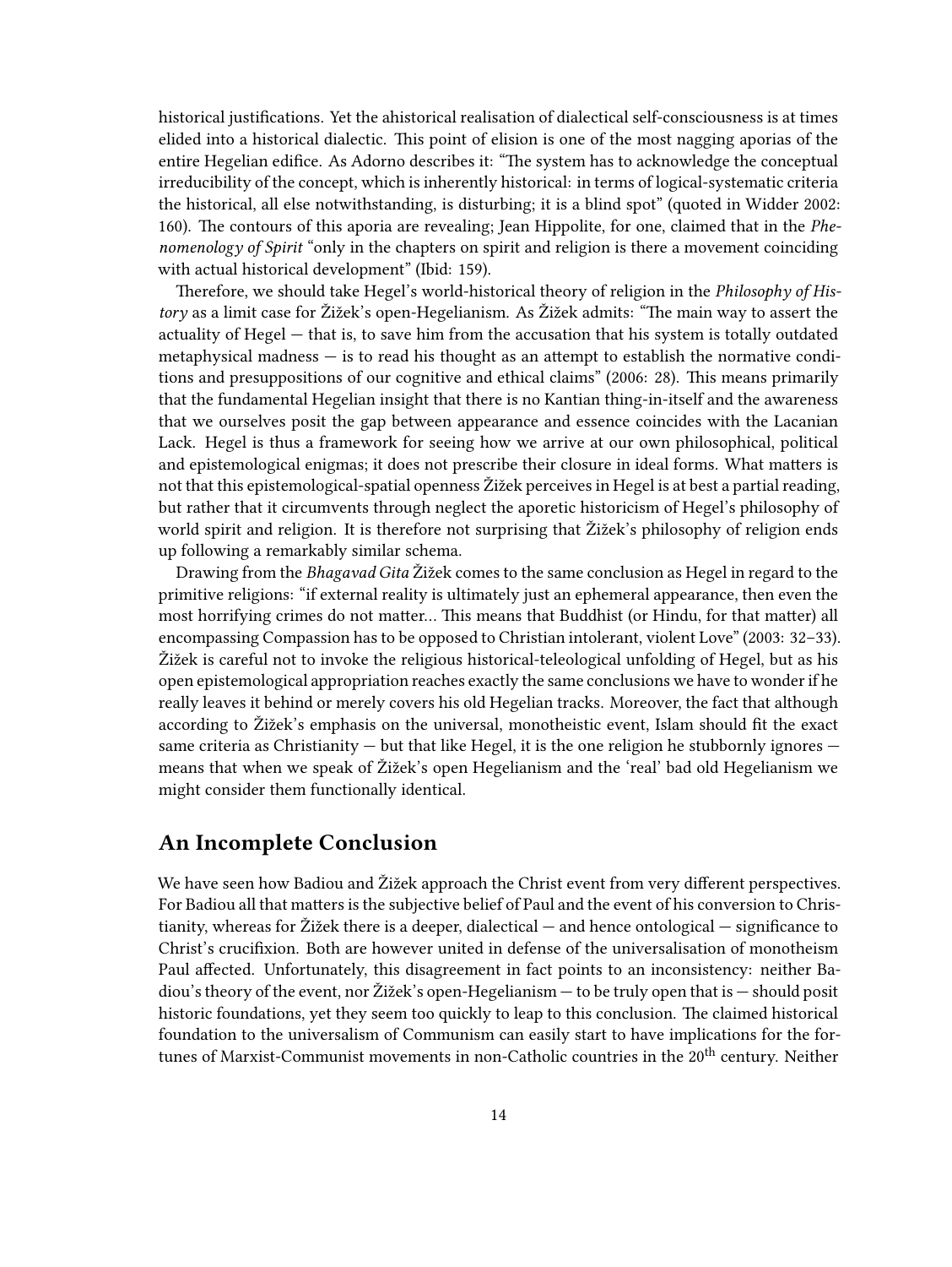historical justifications. Yet the ahistorical realisation of dialectical self-consciousness is at times elided into a historical dialectic. This point of elision is one of the most nagging aporias of the entire Hegelian edifice. As Adorno describes it: "The system has to acknowledge the conceptual irreducibility of the concept, which is inherently historical: in terms of logical-systematic criteria the historical, all else notwithstanding, is disturbing; it is a blind spot" (quoted in Widder 2002: 160). The contours of this aporia are revealing; Jean Hippolite, for one, claimed that in the *Phenomenology of Spirit* "only in the chapters on spirit and religion is there a movement coinciding with actual historical development" (Ibid: 159).

Therefore, we should take Hegel's world-historical theory of religion in the *Philosophy of History* as a limit case for Žižek's open-Hegelianism. As Žižek admits: "The main way to assert the actuality of Hegel — that is, to save him from the accusation that his system is totally outdated metaphysical madness — is to read his thought as an attempt to establish the normative conditions and presuppositions of our cognitive and ethical claims" (2006: 28). This means primarily that the fundamental Hegelian insight that there is no Kantian thing-in-itself and the awareness that we ourselves posit the gap between appearance and essence coincides with the Lacanian Lack. Hegel is thus a framework for seeing how we arrive at our own philosophical, political and epistemological enigmas; it does not prescribe their closure in ideal forms. What matters is not that this epistemological-spatial openness Žižek perceives in Hegel is at best a partial reading, but rather that it circumvents through neglect the aporetic historicism of Hegel's philosophy of world spirit and religion. It is therefore not surprising that Žižek's philosophy of religion ends up following a remarkably similar schema.

Drawing from the *Bhagavad Gita* Žižek comes to the same conclusion as Hegel in regard to the primitive religions: "if external reality is ultimately just an ephemeral appearance, then even the most horrifying crimes do not matter… This means that Buddhist (or Hindu, for that matter) all encompassing Compassion has to be opposed to Christian intolerant, violent Love" (2003: 32–33). Žižek is careful not to invoke the religious historical-teleological unfolding of Hegel, but as his open epistemological appropriation reaches exactly the same conclusions we have to wonder if he really leaves it behind or merely covers his old Hegelian tracks. Moreover, the fact that although according to Žižek's emphasis on the universal, monotheistic event, Islam should fit the exact same criteria as Christianity — but that like Hegel, it is the one religion he stubbornly ignores — means that when we speak of Žižek's open Hegelianism and the 'real' bad old Hegelianism we might consider them functionally identical.

## An Incomplete Conclusion

We have seen how Badiou and Žižek approach the Christ event from very different perspectives. For Badiou all that matters is the subjective belief of Paul and the event of his conversion to Christianity, whereas for Žižek there is a deeper, dialectical — and hence ontological — significance to Christ's crucifixion. Both are however united in defense of the universalisation of monotheism Paul affected. Unfortunately, this disagreement in fact points to an inconsistency: neither Badiou's theory of the event, nor Žižek's open-Hegelianism — to be truly open that is — should posit historic foundations, yet they seem too quickly to leap to this conclusion. The claimed historical foundation to the universalism of Communism can easily start to have implications for the fortunes of Marxist-Communist movements in non-Catholic countries in the 20th century. Neither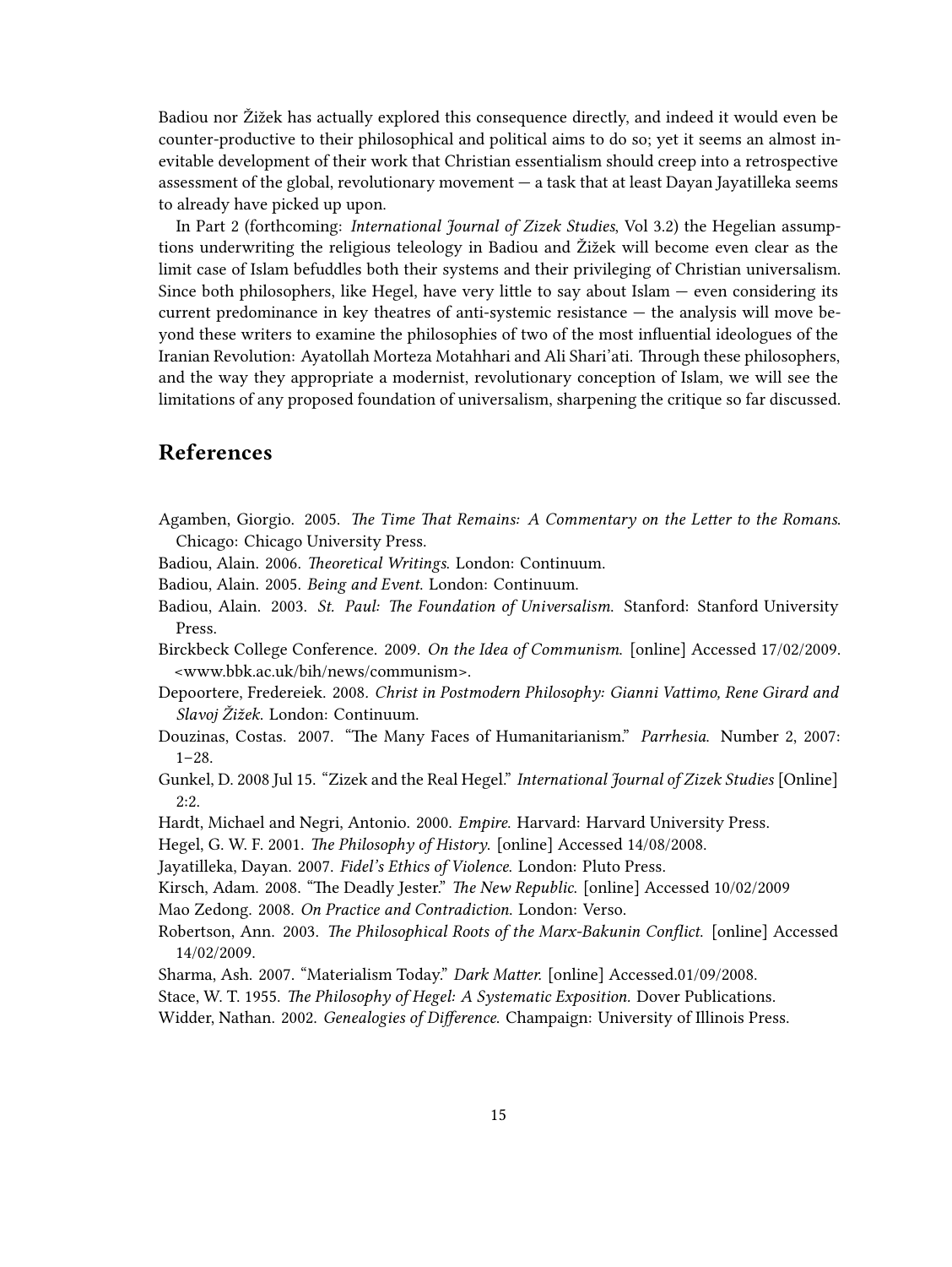Badiou nor Žižek has actually explored this consequence directly, and indeed it would even be counter-productive to their philosophical and political aims to do so; yet it seems an almost inevitable development of their work that Christian essentialism should creep into a retrospective assessment of the global, revolutionary movement — a task that at least Dayan Jayatilleka seems to already have picked up upon.

In Part 2 (forthcoming: *International Journal of Zizek Studies*, Vol 3.2) the Hegelian assumptions underwriting the religious teleology in Badiou and Žižek will become even clear as the limit case of Islam befuddles both their systems and their privileging of Christian universalism. Since both philosophers, like Hegel, have very little to say about Islam — even considering its current predominance in key theatres of anti-systemic resistance — the analysis will move beyond these writers to examine the philosophies of two of the most influential ideologues of the Iranian Revolution: Ayatollah Morteza Motahhari and Ali Shari'ati. Through these philosophers, and the way they appropriate a modernist, revolutionary conception of Islam, we will see the limitations of any proposed foundation of universalism, sharpening the critique so far discussed.

## References

Agamben, Giorgio. 2005. *The Time That Remains: A Commentary on the Letter to the Romans*. Chicago: Chicago University Press.

Badiou, Alain. 2006. *Theoretical Writings*. London: Continuum.

Badiou, Alain. 2005. *Being and Event*. London: Continuum.

Badiou, Alain. 2003. *St. Paul: The Foundation of Universalism.* Stanford: Stanford University Press.

Birckbeck College Conference. 2009. *On the Idea of Communism.* [online] Accessed 17/02/2009. <www.bbk.ac.uk/bih/news/communism>.

Depoortere, Fredereiek. 2008. *Christ in Postmodern Philosophy: Gianni Vattimo, Rene Girard and Slavoj Žižek.* London: Continuum.

Douzinas, Costas. 2007. "The Many Faces of Humanitarianism." *Parrhesia.* Number 2, 2007: 1–28.

Gunkel, D. 2008 Jul 15. "Zizek and the Real Hegel." *International Journal of Zizek Studies* [Online] 2:2.

Hardt, Michael and Negri, Antonio. 2000. *Empire.* Harvard: Harvard University Press.

Hegel, G. W. F. 2001. *The Philosophy of History.* [online] Accessed 14/08/2008.

Jayatilleka, Dayan. 2007. *Fidel's Ethics of Violence.* London: Pluto Press.

Kirsch, Adam. 2008. "The Deadly Jester." *The New Republic.* [online] Accessed 10/02/2009

Mao Zedong. 2008. *On Practice and Contradiction.* London: Verso.

Robertson, Ann. 2003. *The Philosophical Roots of the Marx-Bakunin Conflict.* [online] Accessed 14/02/2009.

Sharma, Ash. 2007. "Materialism Today." *Dark Matter.* [online] Accessed.01/09/2008.

Stace, W. T. 1955. *The Philosophy of Hegel: A Systematic Exposition.* Dover Publications.

Widder, Nathan. 2002. *Genealogies of Difference.* Champaign: University of Illinois Press.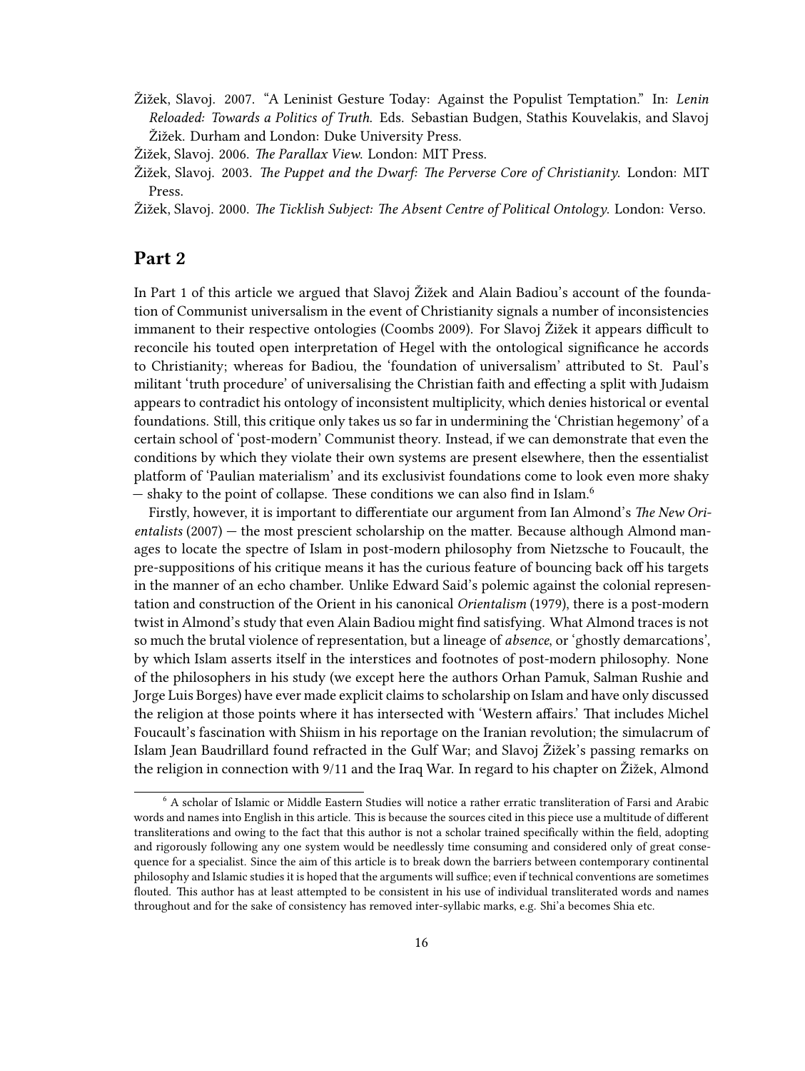Žižek, Slavoj. 2007. "A Leninist Gesture Today: Against the Populist Temptation." In: *Lenin Reloaded: Towards a Politics of Truth.* Eds. Sebastian Budgen, Stathis Kouvelakis, and Slavoj Žižek. Durham and London: Duke University Press.

Žižek, Slavoj. 2006. *The Parallax View.* London: MIT Press.

Žižek, Slavoj. 2003. *The Puppet and the Dwarf: The Perverse Core of Christianity.* London: MIT Press.

Žižek, Slavoj. 2000. *The Ticklish Subject: The Absent Centre of Political Ontology.* London: Verso.

## Part 2

In Part 1 of this article we argued that Slavoj Žižek and Alain Badiou's account of the foundation of Communist universalism in the event of Christianity signals a number of inconsistencies immanent to their respective ontologies (Coombs 2009). For Slavoj Žižek it appears difficult to reconcile his touted open interpretation of Hegel with the ontological significance he accords to Christianity; whereas for Badiou, the 'foundation of universalism' attributed to St. Paul's militant 'truth procedure' of universalising the Christian faith and effecting a split with Judaism appears to contradict his ontology of inconsistent multiplicity, which denies historical or evental foundations. Still, this critique only takes us so far in undermining the 'Christian hegemony' of a certain school of 'post-modern' Communist theory. Instead, if we can demonstrate that even the conditions by which they violate their own systems are present elsewhere, then the essentialist platform of 'Paulian materialism' and its exclusivist foundations come to look even more shaky — shaky to the point of collapse. These conditions we can also find in Islam.[6]

Firstly, however, it is important to differentiate our argument from Ian Almond's *The New Orientalists* (2007) — the most prescient scholarship on the matter. Because although Almond manages to locate the spectre of Islam in post-modern philosophy from Nietzsche to Foucault, the pre-suppositions of his critique means it has the curious feature of bouncing back off his targets in the manner of an echo chamber. Unlike Edward Said's polemic against the colonial representation and construction of the Orient in his canonical *Orientalism* (1979), there is a post-modern twist in Almond's study that even Alain Badiou might find satisfying. What Almond traces is not so much the brutal violence of representation, but a lineage of *absence*, or 'ghostly demarcations', by which Islam asserts itself in the interstices and footnotes of post-modern philosophy. None of the philosophers in his study (we except here the authors Orhan Pamuk, Salman Rushie and Jorge Luis Borges) have ever made explicit claims to scholarship on Islam and have only discussed the religion at those points where it has intersected with 'Western affairs.' That includes Michel Foucault's fascination with Shiism in his reportage on the Iranian revolution; the simulacrum of Islam Jean Baudrillard found refracted in the Gulf War; and Slavoj Žižek's passing remarks on the religion in connection with 9/11 and the Iraq War. In regard to his chapter on Žižek, Almond

[6] A scholar of Islamic or Middle Eastern Studies will notice a rather erratic transliteration of Farsi and Arabic words and names into English in this article. This is because the sources cited in this piece use a multitude of different transliterations and owing to the fact that this author is not a scholar trained specifically within the field, adopting and rigorously following any one system would be needlessly time consuming and considered only of great consequence for a specialist. Since the aim of this article is to break down the barriers between contemporary continental philosophy and Islamic studies it is hoped that the arguments will suffice; even if technical conventions are sometimes flouted. This author has at least attempted to be consistent in his use of individual transliterated words and names throughout and for the sake of consistency has removed inter-syllabic marks, e.g. Shi'a becomes Shia etc.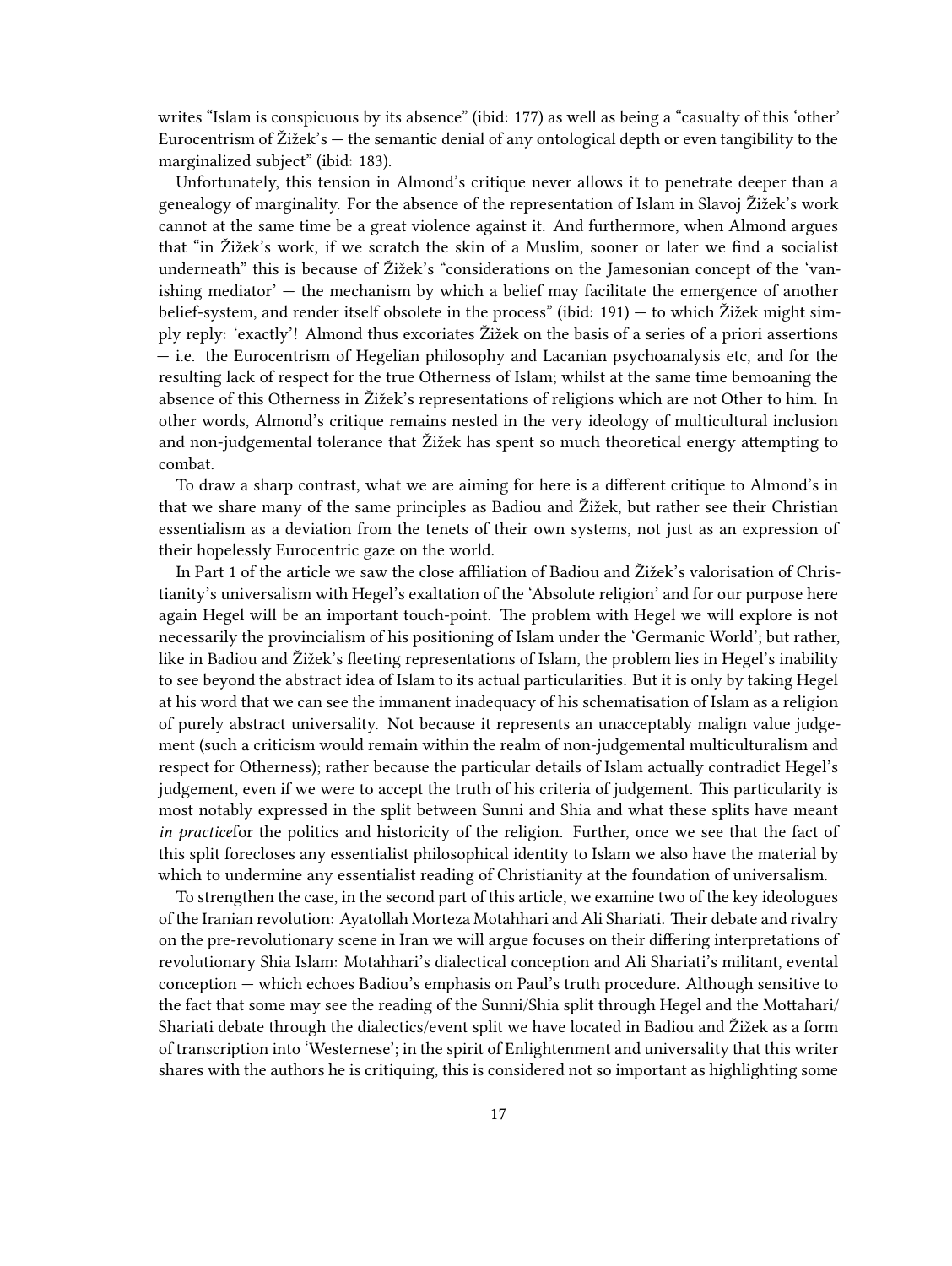writes "Islam is conspicuous by its absence" (ibid: 177) as well as being a "casualty of this 'other' Eurocentrism of Žižek's — the semantic denial of any ontological depth or even tangibility to the marginalized subject" (ibid: 183).

Unfortunately, this tension in Almond's critique never allows it to penetrate deeper than a genealogy of marginality. For the absence of the representation of Islam in Slavoj Žižek's work cannot at the same time be a great violence against it. And furthermore, when Almond argues that "in Žižek's work, if we scratch the skin of a Muslim, sooner or later we find a socialist underneath" this is because of Žižek's "considerations on the Jamesonian concept of the 'vanishing mediator' — the mechanism by which a belief may facilitate the emergence of another belief-system, and render itself obsolete in the process" (ibid: 191) — to which Žižek might simply reply: 'exactly'! Almond thus excoriates Žižek on the basis of a series of a priori assertions — i.e. the Eurocentrism of Hegelian philosophy and Lacanian psychoanalysis etc, and for the resulting lack of respect for the true Otherness of Islam; whilst at the same time bemoaning the absence of this Otherness in Žižek's representations of religions which are not Other to him. In other words, Almond's critique remains nested in the very ideology of multicultural inclusion and non-judgemental tolerance that Žižek has spent so much theoretical energy attempting to combat.

To draw a sharp contrast, what we are aiming for here is a different critique to Almond's in that we share many of the same principles as Badiou and Žižek, but rather see their Christian essentialism as a deviation from the tenets of their own systems, not just as an expression of their hopelessly Eurocentric gaze on the world.

In Part 1 of the article we saw the close affiliation of Badiou and Žižek's valorisation of Christianity's universalism with Hegel's exaltation of the 'Absolute religion' and for our purpose here again Hegel will be an important touch-point. The problem with Hegel we will explore is not necessarily the provincialism of his positioning of Islam under the 'Germanic World'; but rather, like in Badiou and Žižek's fleeting representations of Islam, the problem lies in Hegel's inability to see beyond the abstract idea of Islam to its actual particularities. But it is only by taking Hegel at his word that we can see the immanent inadequacy of his schematisation of Islam as a religion of purely abstract universality. Not because it represents an unacceptably malign value judgement (such a criticism would remain within the realm of non-judgemental multiculturalism and respect for Otherness); rather because the particular details of Islam actually contradict Hegel's judgement, even if we were to accept the truth of his criteria of judgement. This particularity is most notably expressed in the split between Sunni and Shia and what these splits have meant *in practice*for the politics and historicity of the religion. Further, once we see that the fact of this split forecloses any essentialist philosophical identity to Islam we also have the material by which to undermine any essentialist reading of Christianity at the foundation of universalism.

To strengthen the case, in the second part of this article, we examine two of the key ideologues of the Iranian revolution: Ayatollah Morteza Motahhari and Ali Shariati. Their debate and rivalry on the pre-revolutionary scene in Iran we will argue focuses on their differing interpretations of revolutionary Shia Islam: Motahhari's dialectical conception and Ali Shariati's militant, evental conception — which echoes Badiou's emphasis on Paul's truth procedure. Although sensitive to the fact that some may see the reading of the Sunni/Shia split through Hegel and the Mottahari/Shariati debate through the dialectics/event split we have located in Badiou and Žižek as a form of transcription into 'Westernese'; in the spirit of Enlightenment and universality that this writer shares with the authors he is critiquing, this is considered not so important as highlighting some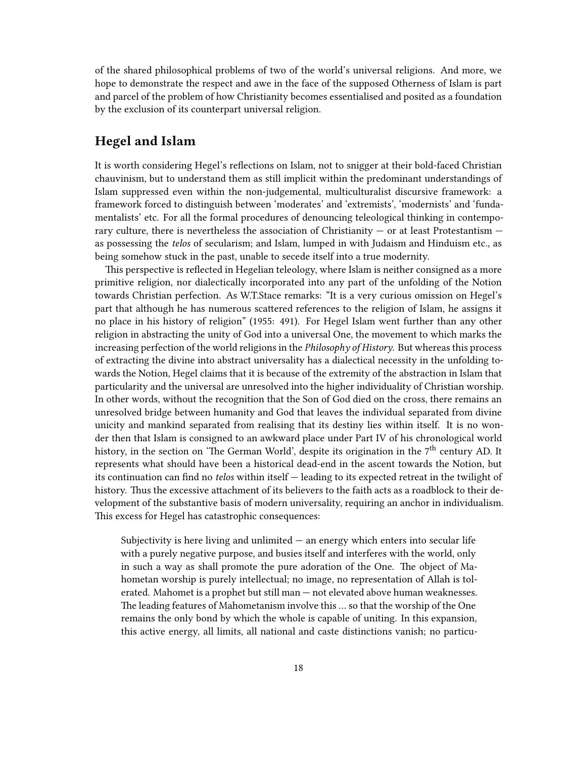of the shared philosophical problems of two of the world's universal religions. And more, we hope to demonstrate the respect and awe in the face of the supposed Otherness of Islam is part and parcel of the problem of how Christianity becomes essentialised and posited as a foundation by the exclusion of its counterpart universal religion.

## Hegel and Islam

It is worth considering Hegel's reflections on Islam, not to snigger at their bold-faced Christian chauvinism, but to understand them as still implicit within the predominant understandings of Islam suppressed even within the non-judgemental, multiculturalist discursive framework: a framework forced to distinguish between 'moderates' and 'extremists', 'modernists' and 'fundamentalists' etc. For all the formal procedures of denouncing teleological thinking in contemporary culture, there is nevertheless the association of Christianity — or at least Protestantism — as possessing the *telos* of secularism; and Islam, lumped in with Judaism and Hinduism etc., as being somehow stuck in the past, unable to secede itself into a true modernity.

This perspective is reflected in Hegelian teleology, where Islam is neither consigned as a more primitive religion, nor dialectically incorporated into any part of the unfolding of the Notion towards Christian perfection. As W.T.Stace remarks: "It is a very curious omission on Hegel's part that although he has numerous scattered references to the religion of Islam, he assigns it no place in his history of religion" (1955: 491). For Hegel Islam went further than any other religion in abstracting the unity of God into a universal One, the movement to which marks the increasing perfection of the world religions in the *Philosophy of History*. But whereas this process of extracting the divine into abstract universality has a dialectical necessity in the unfolding towards the Notion, Hegel claims that it is because of the extremity of the abstraction in Islam that particularity and the universal are unresolved into the higher individuality of Christian worship. In other words, without the recognition that the Son of God died on the cross, there remains an unresolved bridge between humanity and God that leaves the individual separated from divine unicity and mankind separated from realising that its destiny lies within itself. It is no wonder then that Islam is consigned to an awkward place under Part IV of his chronological world history, in the section on 'The German World', despite its origination in the 7th century AD. It represents what should have been a historical dead-end in the ascent towards the Notion, but its continuation can find no *telos* within itself — leading to its expected retreat in the twilight of history. Thus the excessive attachment of its believers to the faith acts as a roadblock to their development of the substantive basis of modern universality, requiring an anchor in individualism. This excess for Hegel has catastrophic consequences:

> Subjectivity is here living and unlimited — an energy which enters into secular life with a purely negative purpose, and busies itself and interferes with the world, only in such a way as shall promote the pure adoration of the One. The object of Mahometan worship is purely intellectual; no image, no representation of Allah is tolerated. Mahomet is a prophet but still man — not elevated above human weaknesses. The leading features of Mahometanism involve this … so that the worship of the One remains the only bond by which the whole is capable of uniting. In this expansion, this active energy, all limits, all national and caste distinctions vanish; no particu-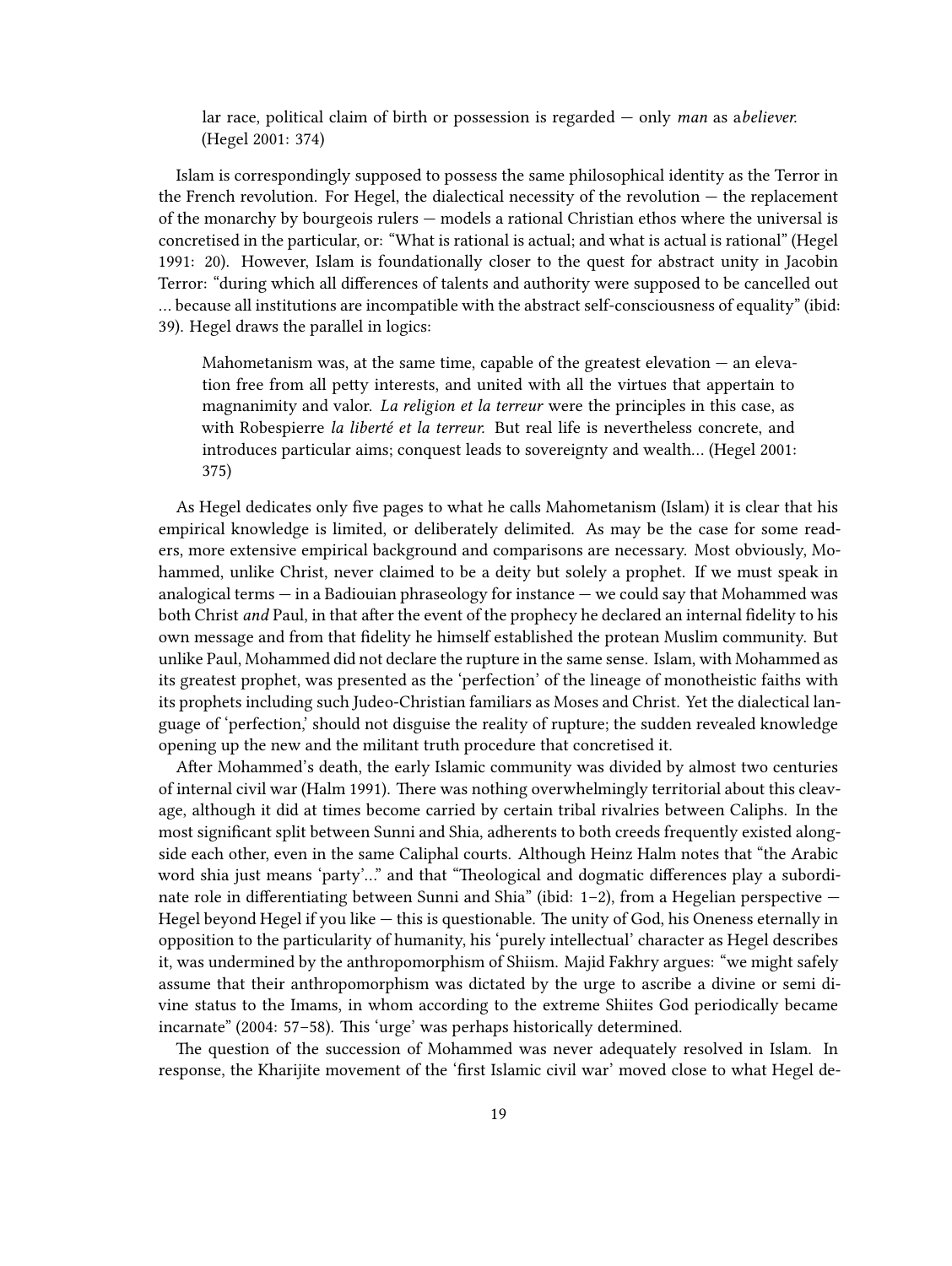> lar race, political claim of birth or possession is regarded — only *man* as a*believer.* (Hegel 2001: 374)

Islam is correspondingly supposed to possess the same philosophical identity as the Terror in the French revolution. For Hegel, the dialectical necessity of the revolution — the replacement of the monarchy by bourgeois rulers — models a rational Christian ethos where the universal is concretised in the particular, or: "What is rational is actual; and what is actual is rational" (Hegel 1991: 20). However, Islam is foundationally closer to the quest for abstract unity in Jacobin Terror: "during which all differences of talents and authority were supposed to be cancelled out … because all institutions are incompatible with the abstract self-consciousness of equality" (ibid: 39). Hegel draws the parallel in logics:

> Mahometanism was, at the same time, capable of the greatest elevation — an elevation free from all petty interests, and united with all the virtues that appertain to magnanimity and valor. *La religion et la terreur* were the principles in this case, as with Robespierre *la liberté et la terreur.* But real life is nevertheless concrete, and introduces particular aims; conquest leads to sovereignty and wealth… (Hegel 2001: 375)

As Hegel dedicates only five pages to what he calls Mahometanism (Islam) it is clear that his empirical knowledge is limited, or deliberately delimited. As may be the case for some readers, more extensive empirical background and comparisons are necessary. Most obviously, Mohammed, unlike Christ, never claimed to be a deity but solely a prophet. If we must speak in analogical terms — in a Badiouian phraseology for instance — we could say that Mohammed was both Christ *and* Paul, in that after the event of the prophecy he declared an internal fidelity to his own message and from that fidelity he himself established the protean Muslim community. But unlike Paul, Mohammed did not declare the rupture in the same sense. Islam, with Mohammed as its greatest prophet, was presented as the 'perfection' of the lineage of monotheistic faiths with its prophets including such Judeo-Christian familiars as Moses and Christ. Yet the dialectical language of 'perfection,' should not disguise the reality of rupture; the sudden revealed knowledge opening up the new and the militant truth procedure that concretised it.

After Mohammed's death, the early Islamic community was divided by almost two centuries of internal civil war (Halm 1991). There was nothing overwhelmingly territorial about this cleavage, although it did at times become carried by certain tribal rivalries between Caliphs. In the most significant split between Sunni and Shia, adherents to both creeds frequently existed alongside each other, even in the same Caliphal courts. Although Heinz Halm notes that "the Arabic word shia just means 'party'…" and that "Theological and dogmatic differences play a subordinate role in differentiating between Sunni and Shia" (ibid: 1–2), from a Hegelian perspective — Hegel beyond Hegel if you like — this is questionable. The unity of God, his Oneness eternally in opposition to the particularity of humanity, his 'purely intellectual' character as Hegel describes it, was undermined by the anthropomorphism of Shiism. Majid Fakhry argues: "we might safely assume that their anthropomorphism was dictated by the urge to ascribe a divine or semi divine status to the Imams, in whom according to the extreme Shiites God periodically became incarnate" (2004: 57–58). This 'urge' was perhaps historically determined.

The question of the succession of Mohammed was never adequately resolved in Islam. In response, the Kharijite movement of the 'first Islamic civil war' moved close to what Hegel de-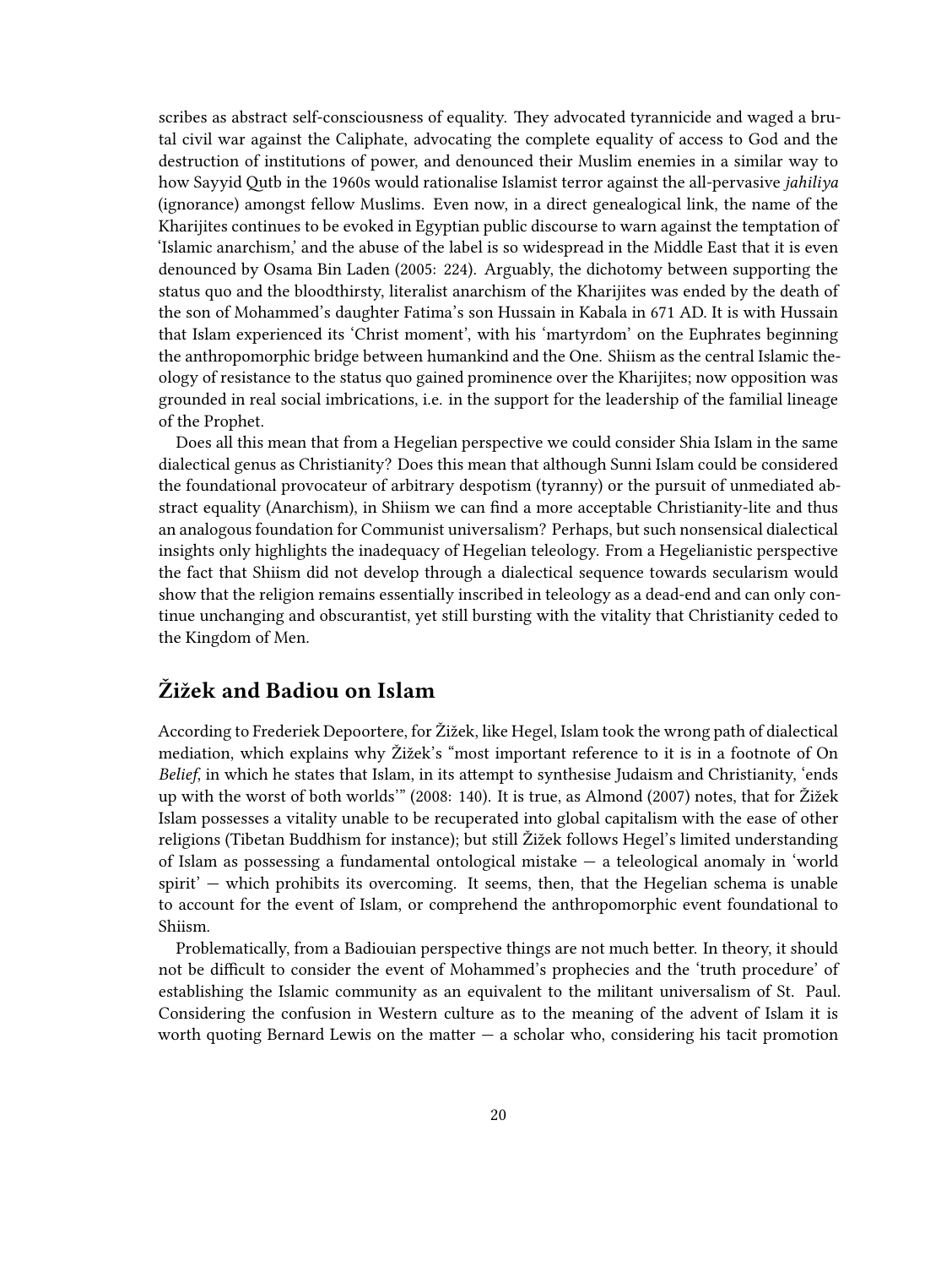scribes as abstract self-consciousness of equality. They advocated tyrannicide and waged a brutal civil war against the Caliphate, advocating the complete equality of access to God and the destruction of institutions of power, and denounced their Muslim enemies in a similar way to how Sayyid Qutb in the 1960s would rationalise Islamist terror against the all-pervasive *jahiliya* (ignorance) amongst fellow Muslims. Even now, in a direct genealogical link, the name of the Kharijites continues to be evoked in Egyptian public discourse to warn against the temptation of 'Islamic anarchism,' and the abuse of the label is so widespread in the Middle East that it is even denounced by Osama Bin Laden (2005: 224). Arguably, the dichotomy between supporting the status quo and the bloodthirsty, literalist anarchism of the Kharijites was ended by the death of the son of Mohammed's daughter Fatima's son Hussain in Kabala in 671 AD. It is with Hussain that Islam experienced its 'Christ moment', with his 'martyrdom' on the Euphrates beginning the anthropomorphic bridge between humankind and the One. Shiism as the central Islamic theology of resistance to the status quo gained prominence over the Kharijites; now opposition was grounded in real social imbrications, i.e. in the support for the leadership of the familial lineage of the Prophet.

Does all this mean that from a Hegelian perspective we could consider Shia Islam in the same dialectical genus as Christianity? Does this mean that although Sunni Islam could be considered the foundational provocateur of arbitrary despotism (tyranny) or the pursuit of unmediated abstract equality (Anarchism), in Shiism we can find a more acceptable Christianity-lite and thus an analogous foundation for Communist universalism? Perhaps, but such nonsensical dialectical insights only highlights the inadequacy of Hegelian teleology. From a Hegelianistic perspective the fact that Shiism did not develop through a dialectical sequence towards secularism would show that the religion remains essentially inscribed in teleology as a dead-end and can only continue unchanging and obscurantist, yet still bursting with the vitality that Christianity ceded to the Kingdom of Men.

## Žižek and Badiou on Islam

According to Frederiek Depoortere, for Žižek, like Hegel, Islam took the wrong path of dialectical mediation, which explains why Žižek's "most important reference to it is in a footnote of On *Belief*, in which he states that Islam, in its attempt to synthesise Judaism and Christianity, 'ends up with the worst of both worlds'" (2008: 140). It is true, as Almond (2007) notes, that for Žižek Islam possesses a vitality unable to be recuperated into global capitalism with the ease of other religions (Tibetan Buddhism for instance); but still Žižek follows Hegel's limited understanding of Islam as possessing a fundamental ontological mistake — a teleological anomaly in 'world spirit' — which prohibits its overcoming. It seems, then, that the Hegelian schema is unable to account for the event of Islam, or comprehend the anthropomorphic event foundational to Shiism.

Problematically, from a Badiouian perspective things are not much better. In theory, it should not be difficult to consider the event of Mohammed's prophecies and the 'truth procedure' of establishing the Islamic community as an equivalent to the militant universalism of St. Paul. Considering the confusion in Western culture as to the meaning of the advent of Islam it is worth quoting Bernard Lewis on the matter — a scholar who, considering his tacit promotion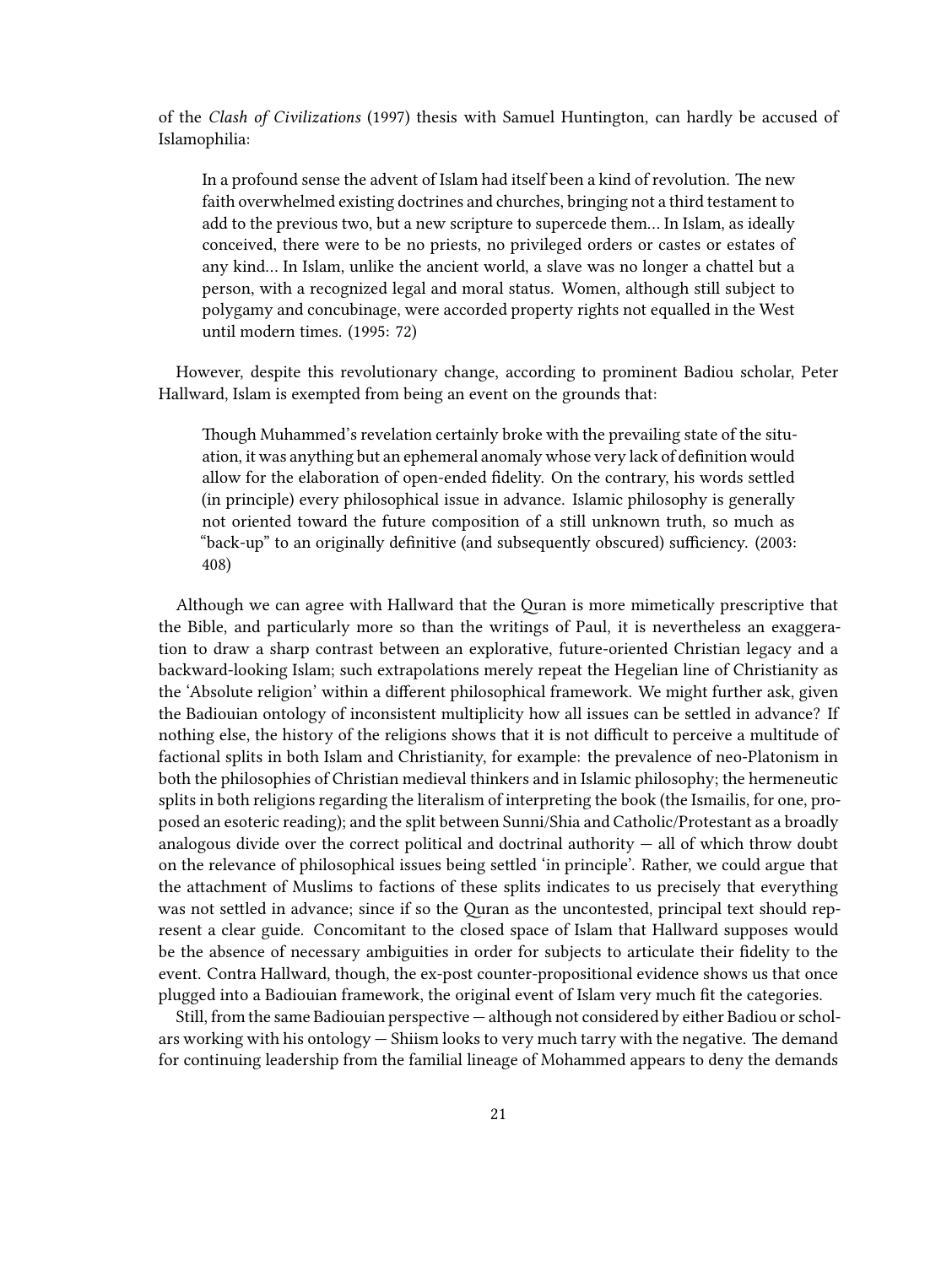of the *Clash of Civilizations* (1997) thesis with Samuel Huntington, can hardly be accused of Islamophilia:

> In a profound sense the advent of Islam had itself been a kind of revolution. The new faith overwhelmed existing doctrines and churches, bringing not a third testament to add to the previous two, but a new scripture to supercede them… In Islam, as ideally conceived, there were to be no priests, no privileged orders or castes or estates of any kind… In Islam, unlike the ancient world, a slave was no longer a chattel but a person, with a recognized legal and moral status. Women, although still subject to polygamy and concubinage, were accorded property rights not equalled in the West until modern times. (1995: 72)

However, despite this revolutionary change, according to prominent Badiou scholar, Peter Hallward, Islam is exempted from being an event on the grounds that:

> Though Muhammed's revelation certainly broke with the prevailing state of the situation, it was anything but an ephemeral anomaly whose very lack of definition would allow for the elaboration of open-ended fidelity. On the contrary, his words settled (in principle) every philosophical issue in advance. Islamic philosophy is generally not oriented toward the future composition of a still unknown truth, so much as "back-up" to an originally definitive (and subsequently obscured) sufficiency. (2003: 408)

Although we can agree with Hallward that the Quran is more mimetically prescriptive that the Bible, and particularly more so than the writings of Paul, it is nevertheless an exaggeration to draw a sharp contrast between an explorative, future-oriented Christian legacy and a backward-looking Islam; such extrapolations merely repeat the Hegelian line of Christianity as the 'Absolute religion' within a different philosophical framework. We might further ask, given the Badiouian ontology of inconsistent multiplicity how all issues can be settled in advance? If nothing else, the history of the religions shows that it is not difficult to perceive a multitude of factional splits in both Islam and Christianity, for example: the prevalence of neo-Platonism in both the philosophies of Christian medieval thinkers and in Islamic philosophy; the hermeneutic splits in both religions regarding the literalism of interpreting the book (the Ismailis, for one, proposed an esoteric reading); and the split between Sunni/Shia and Catholic/Protestant as a broadly analogous divide over the correct political and doctrinal authority — all of which throw doubt on the relevance of philosophical issues being settled 'in principle'. Rather, we could argue that the attachment of Muslims to factions of these splits indicates to us precisely that everything was not settled in advance; since if so the Quran as the uncontested, principal text should represent a clear guide. Concomitant to the closed space of Islam that Hallward supposes would be the absence of necessary ambiguities in order for subjects to articulate their fidelity to the event. Contra Hallward, though, the ex-post counter-propositional evidence shows us that once plugged into a Badiouian framework, the original event of Islam very much fit the categories.

Still, from the same Badiouian perspective — although not considered by either Badiou or scholars working with his ontology — Shiism looks to very much tarry with the negative. The demand for continuing leadership from the familial lineage of Mohammed appears to deny the demands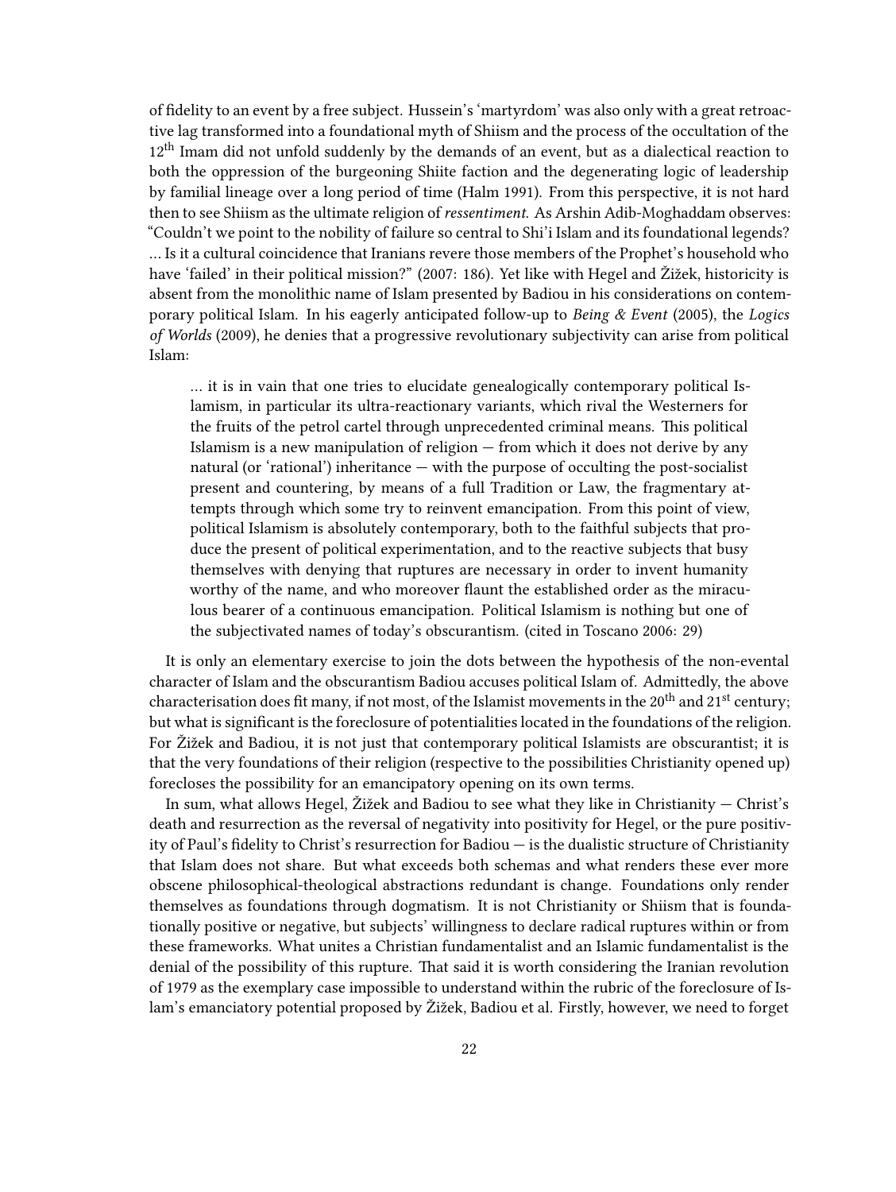of fidelity to an event by a free subject. Hussein's 'martyrdom' was also only with a great retroactive lag transformed into a foundational myth of Shiism and the process of the occultation of the 12th Imam did not unfold suddenly by the demands of an event, but as a dialectical reaction to both the oppression of the burgeoning Shiite faction and the degenerating logic of leadership by familial lineage over a long period of time (Halm 1991). From this perspective, it is not hard then to see Shiism as the ultimate religion of *ressentiment*. As Arshin Adib-Moghaddam observes: "Couldn't we point to the nobility of failure so central to Shi'i Islam and its foundational legends? … Is it a cultural coincidence that Iranians revere those members of the Prophet's household who have 'failed' in their political mission?" (2007: 186). Yet like with Hegel and Žižek, historicity is absent from the monolithic name of Islam presented by Badiou in his considerations on contemporary political Islam. In his eagerly anticipated follow-up to *Being & Event* (2005), the *Logics of Worlds* (2009), he denies that a progressive revolutionary subjectivity can arise from political Islam:

> … it is in vain that one tries to elucidate genealogically contemporary political Islamism, in particular its ultra-reactionary variants, which rival the Westerners for the fruits of the petrol cartel through unprecedented criminal means. This political Islamism is a new manipulation of religion — from which it does not derive by any natural (or 'rational') inheritance — with the purpose of occulting the post-socialist present and countering, by means of a full Tradition or Law, the fragmentary attempts through which some try to reinvent emancipation. From this point of view, political Islamism is absolutely contemporary, both to the faithful subjects that produce the present of political experimentation, and to the reactive subjects that busy themselves with denying that ruptures are necessary in order to invent humanity worthy of the name, and who moreover flaunt the established order as the miraculous bearer of a continuous emancipation. Political Islamism is nothing but one of the subjectivated names of today's obscurantism. (cited in Toscano 2006: 29)

It is only an elementary exercise to join the dots between the hypothesis of the non-evental character of Islam and the obscurantism Badiou accuses political Islam of. Admittedly, the above characterisation does fit many, if not most, of the Islamist movements in the 20th and 21st century; but what is significant is the foreclosure of potentialities located in the foundations of the religion. For Žižek and Badiou, it is not just that contemporary political Islamists are obscurantist; it is that the very foundations of their religion (respective to the possibilities Christianity opened up) forecloses the possibility for an emancipatory opening on its own terms.

In sum, what allows Hegel, Žižek and Badiou to see what they like in Christianity — Christ's death and resurrection as the reversal of negativity into positivity for Hegel, or the pure positivity of Paul's fidelity to Christ's resurrection for Badiou — is the dualistic structure of Christianity that Islam does not share. But what exceeds both schemas and what renders these ever more obscene philosophical-theological abstractions redundant is change. Foundations only render themselves as foundations through dogmatism. It is not Christianity or Shiism that is foundationally positive or negative, but subjects' willingness to declare radical ruptures within or from these frameworks. What unites a Christian fundamentalist and an Islamic fundamentalist is the denial of the possibility of this rupture. That said it is worth considering the Iranian revolution of 1979 as the exemplary case impossible to understand within the rubric of the foreclosure of Islam's emanciatory potential proposed by Žižek, Badiou et al. Firstly, however, we need to forget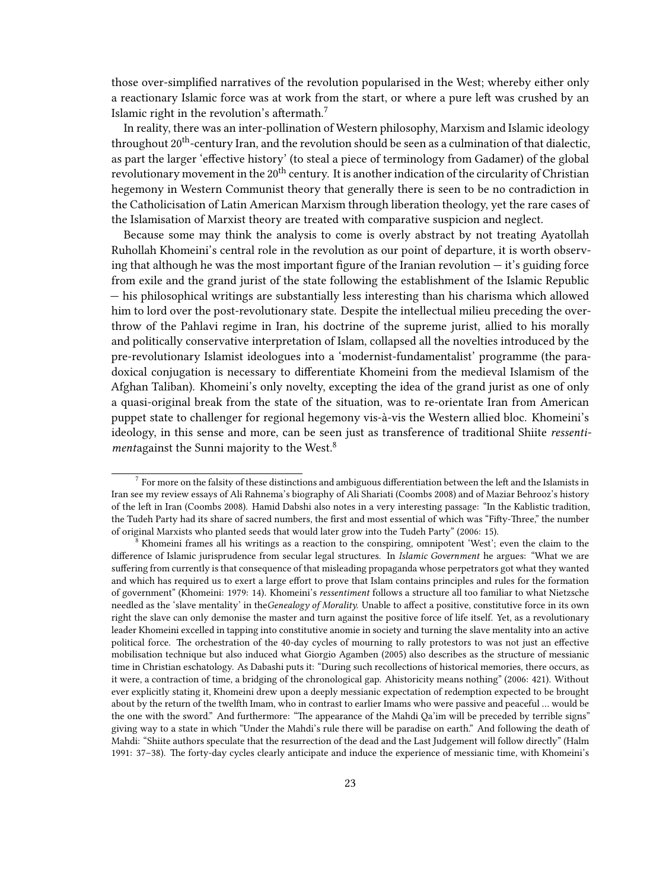those over-simplified narratives of the revolution popularised in the West; whereby either only a reactionary Islamic force was at work from the start, or where a pure left was crushed by an Islamic right in the revolution's aftermath.[7]

In reality, there was an inter-pollination of Western philosophy, Marxism and Islamic ideology throughout 20th-century Iran, and the revolution should be seen as a culmination of that dialectic, as part the larger 'effective history' (to steal a piece of terminology from Gadamer) of the global revolutionary movement in the 20th century. It is another indication of the circularity of Christian hegemony in Western Communist theory that generally there is seen to be no contradiction in the Catholicisation of Latin American Marxism through liberation theology, yet the rare cases of the Islamisation of Marxist theory are treated with comparative suspicion and neglect.

Because some may think the analysis to come is overly abstract by not treating Ayatollah Ruhollah Khomeini's central role in the revolution as our point of departure, it is worth observing that although he was the most important figure of the Iranian revolution — it's guiding force from exile and the grand jurist of the state following the establishment of the Islamic Republic — his philosophical writings are substantially less interesting than his charisma which allowed him to lord over the post-revolutionary state. Despite the intellectual milieu preceding the overthrow of the Pahlavi regime in Iran, his doctrine of the supreme jurist, allied to his morally and politically conservative interpretation of Islam, collapsed all the novelties introduced by the pre-revolutionary Islamist ideologues into a 'modernist-fundamentalist' programme (the paradoxical conjugation is necessary to differentiate Khomeini from the medieval Islamism of the Afghan Taliban). Khomeini's only novelty, excepting the idea of the grand jurist as one of only a quasi-original break from the state of the situation, was to re-orientate Iran from American puppet state to challenger for regional hegemony vis-à-vis the Western allied bloc. Khomeini's ideology, in this sense and more, can be seen just as transference of traditional Shiite *ressentiment*against the Sunni majority to the West.[8]

---

[7] For more on the falsity of these distinctions and ambiguous differentiation between the left and the Islamists in Iran see my review essays of Ali Rahnema's biography of Ali Shariati (Coombs 2008) and of Maziar Behrooz's history of the left in Iran (Coombs 2008). Hamid Dabshi also notes in a very interesting passage: "In the Kablistic tradition, the Tudeh Party had its share of sacred numbers, the first and most essential of which was "Fifty-Three," the number of original Marxists who planted seeds that would later grow into the Tudeh Party" (2006: 15).

[8] Khomeini frames all his writings as a reaction to the conspiring, omnipotent 'West'; even the claim to the difference of Islamic jurisprudence from secular legal structures. In *Islamic Government* he argues: "What we are suffering from currently is that consequence of that misleading propaganda whose perpetrators got what they wanted and which has required us to exert a large effort to prove that Islam contains principles and rules for the formation of government" (Khomeini: 1979: 14). Khomeini's *ressentiment* follows a structure all too familiar to what Nietzsche needled as the 'slave mentality' in the*Genealogy of Morality.* Unable to affect a positive, constitutive force in its own right the slave can only demonise the master and turn against the positive force of life itself. Yet, as a revolutionary leader Khomeini excelled in tapping into constitutive anomie in society and turning the slave mentality into an active political force. The orchestration of the 40-day cycles of mourning to rally protestors to was not just an effective mobilisation technique but also induced what Giorgio Agamben (2005) also describes as the structure of messianic time in Christian eschatology. As Dabashi puts it: "During such recollections of historical memories, there occurs, as it were, a contraction of time, a bridging of the chronological gap. Ahistoricity means nothing" (2006: 421). Without ever explicitly stating it, Khomeini drew upon a deeply messianic expectation of redemption expected to be brought about by the return of the twelfth Imam, who in contrast to earlier Imams who were passive and peaceful … would be the one with the sword." And furthermore: "The appearance of the Mahdi Qa'im will be preceded by terrible signs" giving way to a state in which "Under the Mahdi's rule there will be paradise on earth." And following the death of Mahdi: "Shiite authors speculate that the resurrection of the dead and the Last Judgement will follow directly" (Halm 1991: 37–38). The forty-day cycles clearly anticipate and induce the experience of messianic time, with Khomeini's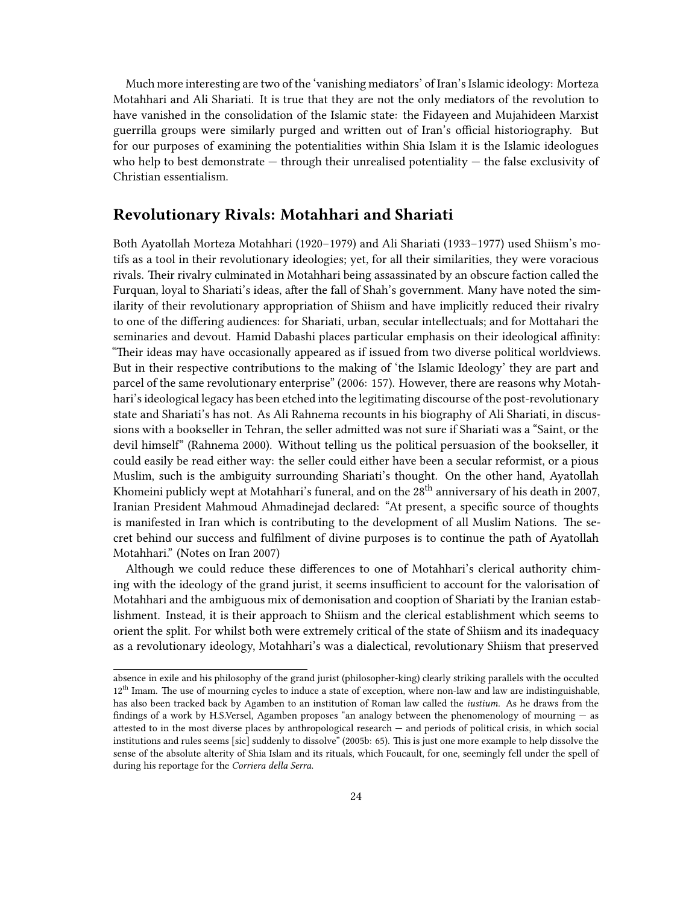Much more interesting are two of the 'vanishing mediators' of Iran's Islamic ideology: Morteza Motahhari and Ali Shariati. It is true that they are not the only mediators of the revolution to have vanished in the consolidation of the Islamic state: the Fidayeen and Mujahideen Marxist guerrilla groups were similarly purged and written out of Iran's official historiography. But for our purposes of examining the potentialities within Shia Islam it is the Islamic ideologues who help to best demonstrate — through their unrealised potentiality — the false exclusivity of Christian essentialism.

## Revolutionary Rivals: Motahhari and Shariati

Both Ayatollah Morteza Motahhari (1920–1979) and Ali Shariati (1933–1977) used Shiism's motifs as a tool in their revolutionary ideologies; yet, for all their similarities, they were voracious rivals. Their rivalry culminated in Motahhari being assassinated by an obscure faction called the Furquan, loyal to Shariati's ideas, after the fall of Shah's government. Many have noted the similarity of their revolutionary appropriation of Shiism and have implicitly reduced their rivalry to one of the differing audiences: for Shariati, urban, secular intellectuals; and for Mottahari the seminaries and devout. Hamid Dabashi places particular emphasis on their ideological affinity: "Their ideas may have occasionally appeared as if issued from two diverse political worldviews. But in their respective contributions to the making of 'the Islamic Ideology' they are part and parcel of the same revolutionary enterprise" (2006: 157). However, there are reasons why Motahhari's ideological legacy has been etched into the legitimating discourse of the post-revolutionary state and Shariati's has not. As Ali Rahnema recounts in his biography of Ali Shariati, in discussions with a bookseller in Tehran, the seller admitted was not sure if Shariati was a "Saint, or the devil himself" (Rahnema 2000). Without telling us the political persuasion of the bookseller, it could easily be read either way: the seller could either have been a secular reformist, or a pious Muslim, such is the ambiguity surrounding Shariati's thought. On the other hand, Ayatollah Khomeini publicly wept at Motahhari's funeral, and on the 28th anniversary of his death in 2007, Iranian President Mahmoud Ahmadinejad declared: "At present, a specific source of thoughts is manifested in Iran which is contributing to the development of all Muslim Nations. The secret behind our success and fulfilment of divine purposes is to continue the path of Ayatollah Motahhari." (Notes on Iran 2007)

Although we could reduce these differences to one of Motahhari's clerical authority chiming with the ideology of the grand jurist, it seems insufficient to account for the valorisation of Motahhari and the ambiguous mix of demonisation and cooption of Shariati by the Iranian establishment. Instead, it is their approach to Shiism and the clerical establishment which seems to orient the split. For whilst both were extremely critical of the state of Shiism and its inadequacy as a revolutionary ideology, Motahhari's was a dialectical, revolutionary Shiism that preserved

absence in exile and his philosophy of the grand jurist (philosopher-king) clearly striking parallels with the occulted 12th Imam. The use of mourning cycles to induce a state of exception, where non-law and law are indistinguishable, has also been tracked back by Agamben to an institution of Roman law called the *iustium.* As he draws from the findings of a work by H.S.Versel, Agamben proposes "an analogy between the phenomenology of mourning — as attested to in the most diverse places by anthropological research — and periods of political crisis, in which social institutions and rules seems [sic] suddenly to dissolve" (2005b: 65). This is just one more example to help dissolve the sense of the absolute alterity of Shia Islam and its rituals, which Foucault, for one, seemingly fell under the spell of during his reportage for the *Corriera della Serra.*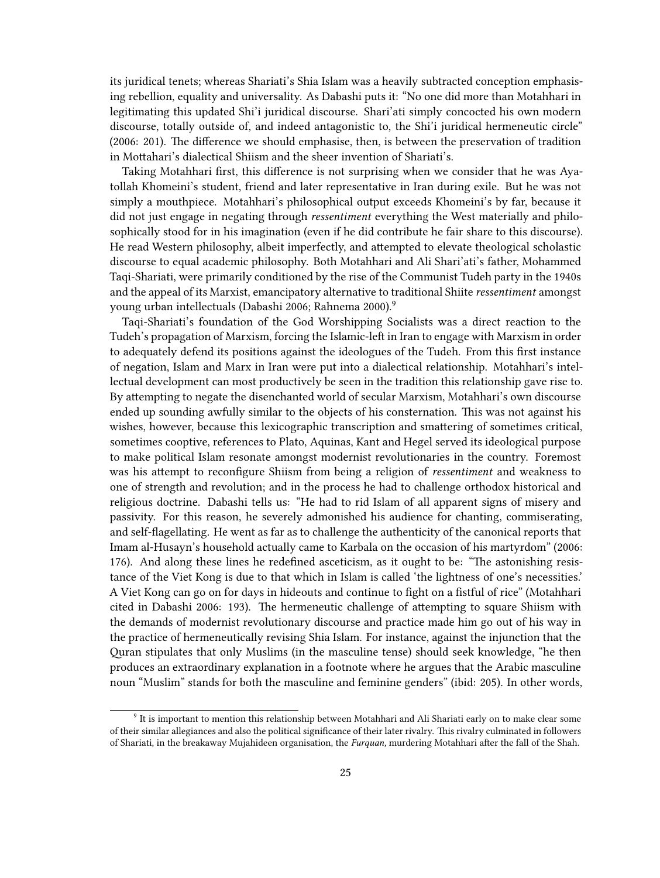its juridical tenets; whereas Shariati's Shia Islam was a heavily subtracted conception emphasising rebellion, equality and universality. As Dabashi puts it: "No one did more than Motahhari in legitimating this updated Shi'i juridical discourse. Shari'ati simply concocted his own modern discourse, totally outside of, and indeed antagonistic to, the Shi'i juridical hermeneutic circle" (2006: 201). The difference we should emphasise, then, is between the preservation of tradition in Mottahari's dialectical Shiism and the sheer invention of Shariati's.

Taking Motahhari first, this difference is not surprising when we consider that he was Ayatollah Khomeini's student, friend and later representative in Iran during exile. But he was not simply a mouthpiece. Motahhari's philosophical output exceeds Khomeini's by far, because it did not just engage in negating through *ressentiment* everything the West materially and philosophically stood for in his imagination (even if he did contribute he fair share to this discourse). He read Western philosophy, albeit imperfectly, and attempted to elevate theological scholastic discourse to equal academic philosophy. Both Motahhari and Ali Shari'ati's father, Mohammed Taqi-Shariati, were primarily conditioned by the rise of the Communist Tudeh party in the 1940s and the appeal of its Marxist, emancipatory alternative to traditional Shiite *ressentiment* amongst young urban intellectuals (Dabashi 2006; Rahnema 2000).[9]

Taqi-Shariati's foundation of the God Worshipping Socialists was a direct reaction to the Tudeh's propagation of Marxism, forcing the Islamic-left in Iran to engage with Marxism in order to adequately defend its positions against the ideologues of the Tudeh. From this first instance of negation, Islam and Marx in Iran were put into a dialectical relationship. Motahhari's intellectual development can most productively be seen in the tradition this relationship gave rise to. By attempting to negate the disenchanted world of secular Marxism, Motahhari's own discourse ended up sounding awfully similar to the objects of his consternation. This was not against his wishes, however, because this lexicographic transcription and smattering of sometimes critical, sometimes cooptive, references to Plato, Aquinas, Kant and Hegel served its ideological purpose to make political Islam resonate amongst modernist revolutionaries in the country. Foremost was his attempt to reconfigure Shiism from being a religion of *ressentiment* and weakness to one of strength and revolution; and in the process he had to challenge orthodox historical and religious doctrine. Dabashi tells us: "He had to rid Islam of all apparent signs of misery and passivity. For this reason, he severely admonished his audience for chanting, commiserating, and self-flagellating. He went as far as to challenge the authenticity of the canonical reports that Imam al-Husayn's household actually came to Karbala on the occasion of his martyrdom" (2006: 176). And along these lines he redefined asceticism, as it ought to be: "The astonishing resistance of the Viet Kong is due to that which in Islam is called 'the lightness of one's necessities.' A Viet Kong can go on for days in hideouts and continue to fight on a fistful of rice" (Motahhari cited in Dabashi 2006: 193). The hermeneutic challenge of attempting to square Shiism with the demands of modernist revolutionary discourse and practice made him go out of his way in the practice of hermeneutically revising Shia Islam. For instance, against the injunction that the Quran stipulates that only Muslims (in the masculine tense) should seek knowledge, "he then produces an extraordinary explanation in a footnote where he argues that the Arabic masculine noun "Muslim" stands for both the masculine and feminine genders" (ibid: 205). In other words,

[9] It is important to mention this relationship between Motahhari and Ali Shariati early on to make clear some of their similar allegiances and also the political significance of their later rivalry. This rivalry culminated in followers of Shariati, in the breakaway Mujahideen organisation, the *Furquan,* murdering Motahhari after the fall of the Shah.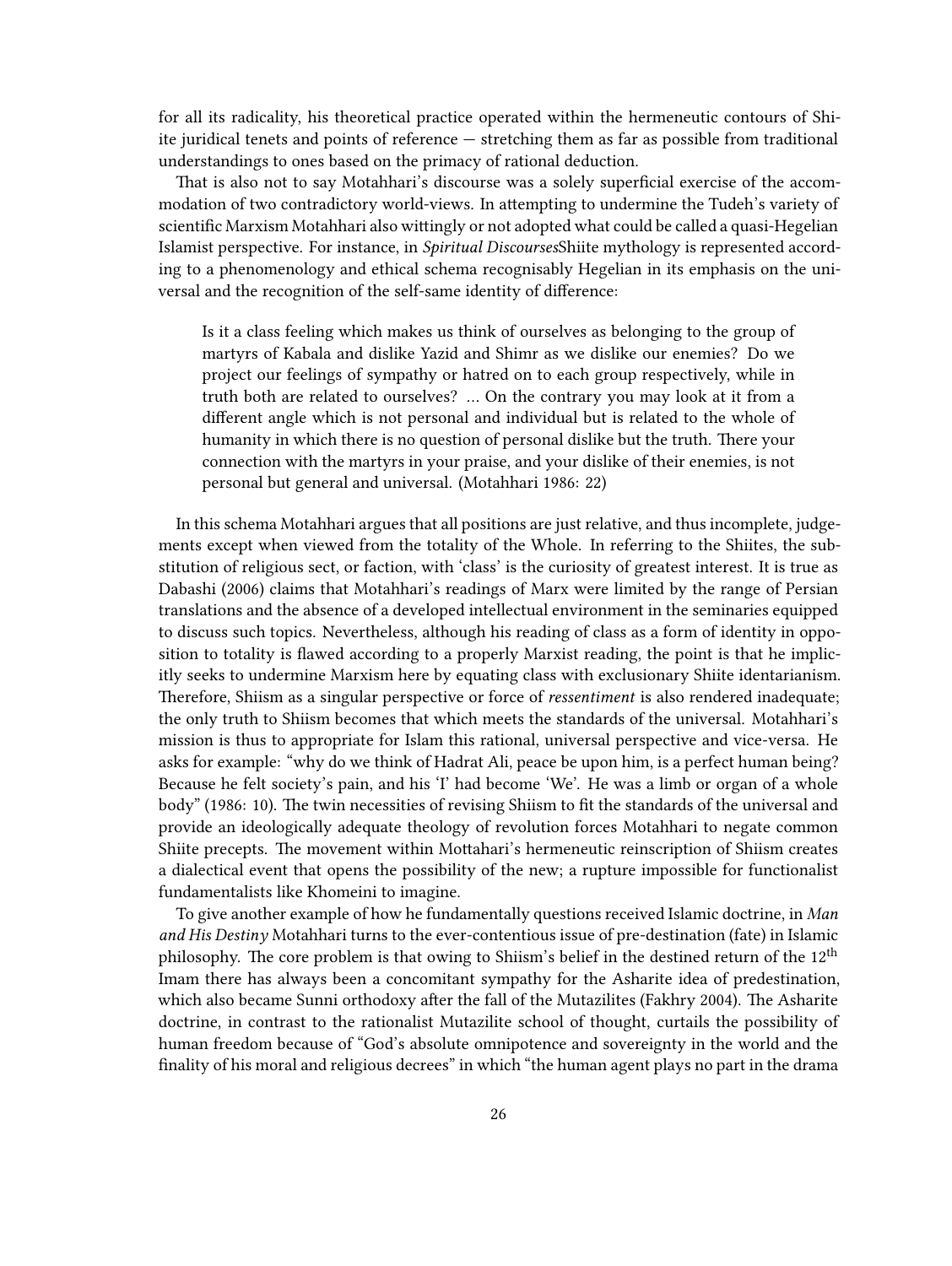for all its radicality, his theoretical practice operated within the hermeneutic contours of Shiite juridical tenets and points of reference — stretching them as far as possible from traditional understandings to ones based on the primacy of rational deduction.

That is also not to say Motahhari's discourse was a solely superficial exercise of the accommodation of two contradictory world-views. In attempting to undermine the Tudeh's variety of scientific Marxism Motahhari also wittingly or not adopted what could be called a quasi-Hegelian Islamist perspective. For instance, in *Spiritual Discourses*Shiite mythology is represented according to a phenomenology and ethical schema recognisably Hegelian in its emphasis on the universal and the recognition of the self-same identity of difference:

> Is it a class feeling which makes us think of ourselves as belonging to the group of martyrs of Kabala and dislike Yazid and Shimr as we dislike our enemies? Do we project our feelings of sympathy or hatred on to each group respectively, while in truth both are related to ourselves? … On the contrary you may look at it from a different angle which is not personal and individual but is related to the whole of humanity in which there is no question of personal dislike but the truth. There your connection with the martyrs in your praise, and your dislike of their enemies, is not personal but general and universal. (Motahhari 1986: 22)

In this schema Motahhari argues that all positions are just relative, and thus incomplete, judgements except when viewed from the totality of the Whole. In referring to the Shiites, the substitution of religious sect, or faction, with 'class' is the curiosity of greatest interest. It is true as Dabashi (2006) claims that Motahhari's readings of Marx were limited by the range of Persian translations and the absence of a developed intellectual environment in the seminaries equipped to discuss such topics. Nevertheless, although his reading of class as a form of identity in opposition to totality is flawed according to a properly Marxist reading, the point is that he implicitly seeks to undermine Marxism here by equating class with exclusionary Shiite identarianism. Therefore, Shiism as a singular perspective or force of *ressentiment* is also rendered inadequate; the only truth to Shiism becomes that which meets the standards of the universal. Motahhari's mission is thus to appropriate for Islam this rational, universal perspective and vice-versa. He asks for example: "why do we think of Hadrat Ali, peace be upon him, is a perfect human being? Because he felt society's pain, and his 'I' had become 'We'. He was a limb or organ of a whole body" (1986: 10). The twin necessities of revising Shiism to fit the standards of the universal and provide an ideologically adequate theology of revolution forces Motahhari to negate common Shiite precepts. The movement within Mottahari's hermeneutic reinscription of Shiism creates a dialectical event that opens the possibility of the new; a rupture impossible for functionalist fundamentalists like Khomeini to imagine.

To give another example of how he fundamentally questions received Islamic doctrine, in *Man and His Destiny* Motahhari turns to the ever-contentious issue of pre-destination (fate) in Islamic philosophy. The core problem is that owing to Shiism's belief in the destined return of the 12th Imam there has always been a concomitant sympathy for the Asharite idea of predestination, which also became Sunni orthodoxy after the fall of the Mutazilites (Fakhry 2004). The Asharite doctrine, in contrast to the rationalist Mutazilite school of thought, curtails the possibility of human freedom because of "God's absolute omnipotence and sovereignty in the world and the finality of his moral and religious decrees" in which "the human agent plays no part in the drama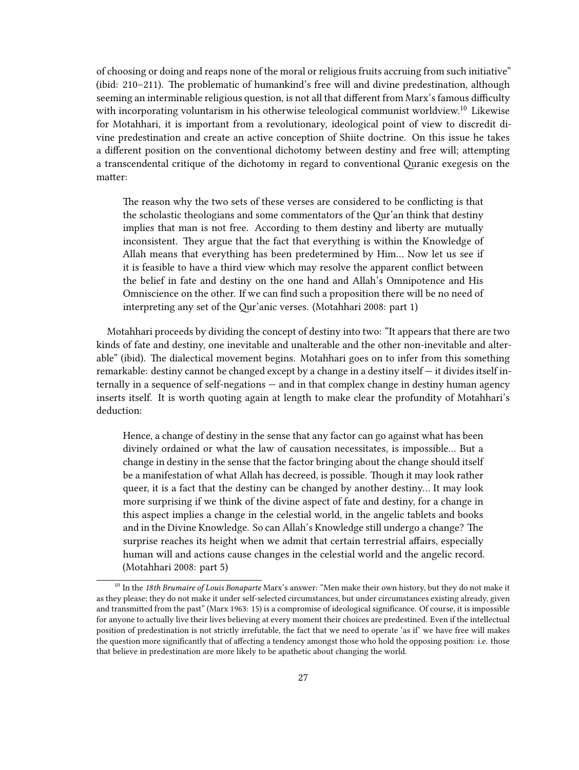of choosing or doing and reaps none of the moral or religious fruits accruing from such initiative" (ibid: 210–211). The problematic of humankind's free will and divine predestination, although seeming an interminable religious question, is not all that different from Marx's famous difficulty with incorporating voluntarism in his otherwise teleological communist worldview.[10] Likewise for Motahhari, it is important from a revolutionary, ideological point of view to discredit divine predestination and create an active conception of Shiite doctrine. On this issue he takes a different position on the conventional dichotomy between destiny and free will; attempting a transcendental critique of the dichotomy in regard to conventional Quranic exegesis on the matter:

> The reason why the two sets of these verses are considered to be conflicting is that the scholastic theologians and some commentators of the Qur'an think that destiny implies that man is not free. According to them destiny and liberty are mutually inconsistent. They argue that the fact that everything is within the Knowledge of Allah means that everything has been predetermined by Him… Now let us see if it is feasible to have a third view which may resolve the apparent conflict between the belief in fate and destiny on the one hand and Allah's Omnipotence and His Omniscience on the other. If we can find such a proposition there will be no need of interpreting any set of the Qur'anic verses. (Motahhari 2008: part 1)

Motahhari proceeds by dividing the concept of destiny into two: "It appears that there are two kinds of fate and destiny, one inevitable and unalterable and the other non-inevitable and alterable" (ibid). The dialectical movement begins. Motahhari goes on to infer from this something remarkable: destiny cannot be changed except by a change in a destiny itself — it divides itself internally in a sequence of self-negations — and in that complex change in destiny human agency inserts itself. It is worth quoting again at length to make clear the profundity of Motahhari's deduction:

> Hence, a change of destiny in the sense that any factor can go against what has been divinely ordained or what the law of causation necessitates, is impossible… But a change in destiny in the sense that the factor bringing about the change should itself be a manifestation of what Allah has decreed, is possible. Though it may look rather queer, it is a fact that the destiny can be changed by another destiny… It may look more surprising if we think of the divine aspect of fate and destiny, for a change in this aspect implies a change in the celestial world, in the angelic tablets and books and in the Divine Knowledge. So can Allah's Knowledge still undergo a change? The surprise reaches its height when we admit that certain terrestrial affairs, especially human will and actions cause changes in the celestial world and the angelic record. (Motahhari 2008: part 5)

---

[10] In the *18th Brumaire of Louis Bonaparte* Marx's answer: "Men make their own history, but they do not make it as they please; they do not make it under self-selected circumstances, but under circumstances existing already, given and transmitted from the past" (Marx 1963: 15) is a compromise of ideological significance. Of course, it is impossible for anyone to actually live their lives believing at every moment their choices are predestined. Even if the intellectual position of predestination is not strictly irrefutable, the fact that we need to operate 'as if' we have free will makes the question more significantly that of affecting a tendency amongst those who hold the opposing position: i.e. those that believe in predestination are more likely to be apathetic about changing the world.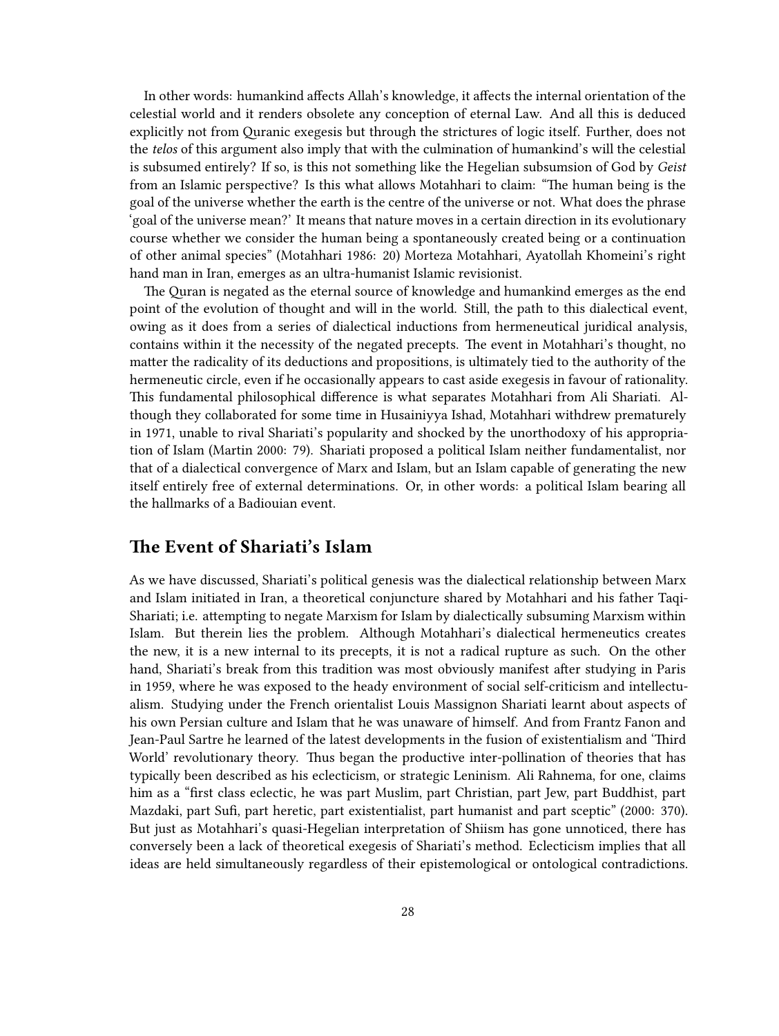In other words: humankind affects Allah's knowledge, it affects the internal orientation of the celestial world and it renders obsolete any conception of eternal Law. And all this is deduced explicitly not from Quranic exegesis but through the strictures of logic itself. Further, does not the *telos* of this argument also imply that with the culmination of humankind's will the celestial is subsumed entirely? If so, is this not something like the Hegelian subsumsion of God by *Geist* from an Islamic perspective? Is this what allows Motahhari to claim: "The human being is the goal of the universe whether the earth is the centre of the universe or not. What does the phrase 'goal of the universe mean?' It means that nature moves in a certain direction in its evolutionary course whether we consider the human being a spontaneously created being or a continuation of other animal species" (Motahhari 1986: 20) Morteza Motahhari, Ayatollah Khomeini's right hand man in Iran, emerges as an ultra-humanist Islamic revisionist.

The Quran is negated as the eternal source of knowledge and humankind emerges as the end point of the evolution of thought and will in the world. Still, the path to this dialectical event, owing as it does from a series of dialectical inductions from hermeneutical juridical analysis, contains within it the necessity of the negated precepts. The event in Motahhari's thought, no matter the radicality of its deductions and propositions, is ultimately tied to the authority of the hermeneutic circle, even if he occasionally appears to cast aside exegesis in favour of rationality. This fundamental philosophical difference is what separates Motahhari from Ali Shariati. Although they collaborated for some time in Husainiyya Ishad, Motahhari withdrew prematurely in 1971, unable to rival Shariati's popularity and shocked by the unorthodoxy of his appropriation of Islam (Martin 2000: 79). Shariati proposed a political Islam neither fundamentalist, nor that of a dialectical convergence of Marx and Islam, but an Islam capable of generating the new itself entirely free of external determinations. Or, in other words: a political Islam bearing all the hallmarks of a Badiouian event.

## The Event of Shariati's Islam

As we have discussed, Shariati's political genesis was the dialectical relationship between Marx and Islam initiated in Iran, a theoretical conjuncture shared by Motahhari and his father Taqi-Shariati; i.e. attempting to negate Marxism for Islam by dialectically subsuming Marxism within Islam. But therein lies the problem. Although Motahhari's dialectical hermeneutics creates the new, it is a new internal to its precepts, it is not a radical rupture as such. On the other hand, Shariati's break from this tradition was most obviously manifest after studying in Paris in 1959, where he was exposed to the heady environment of social self-criticism and intellectualism. Studying under the French orientalist Louis Massignon Shariati learnt about aspects of his own Persian culture and Islam that he was unaware of himself. And from Frantz Fanon and Jean-Paul Sartre he learned of the latest developments in the fusion of existentialism and 'Third World' revolutionary theory. Thus began the productive inter-pollination of theories that has typically been described as his eclecticism, or strategic Leninism. Ali Rahnema, for one, claims him as a "first class eclectic, he was part Muslim, part Christian, part Jew, part Buddhist, part Mazdaki, part Sufi, part heretic, part existentialist, part humanist and part sceptic" (2000: 370). But just as Motahhari's quasi-Hegelian interpretation of Shiism has gone unnoticed, there has conversely been a lack of theoretical exegesis of Shariati's method. Eclecticism implies that all ideas are held simultaneously regardless of their epistemological or ontological contradictions.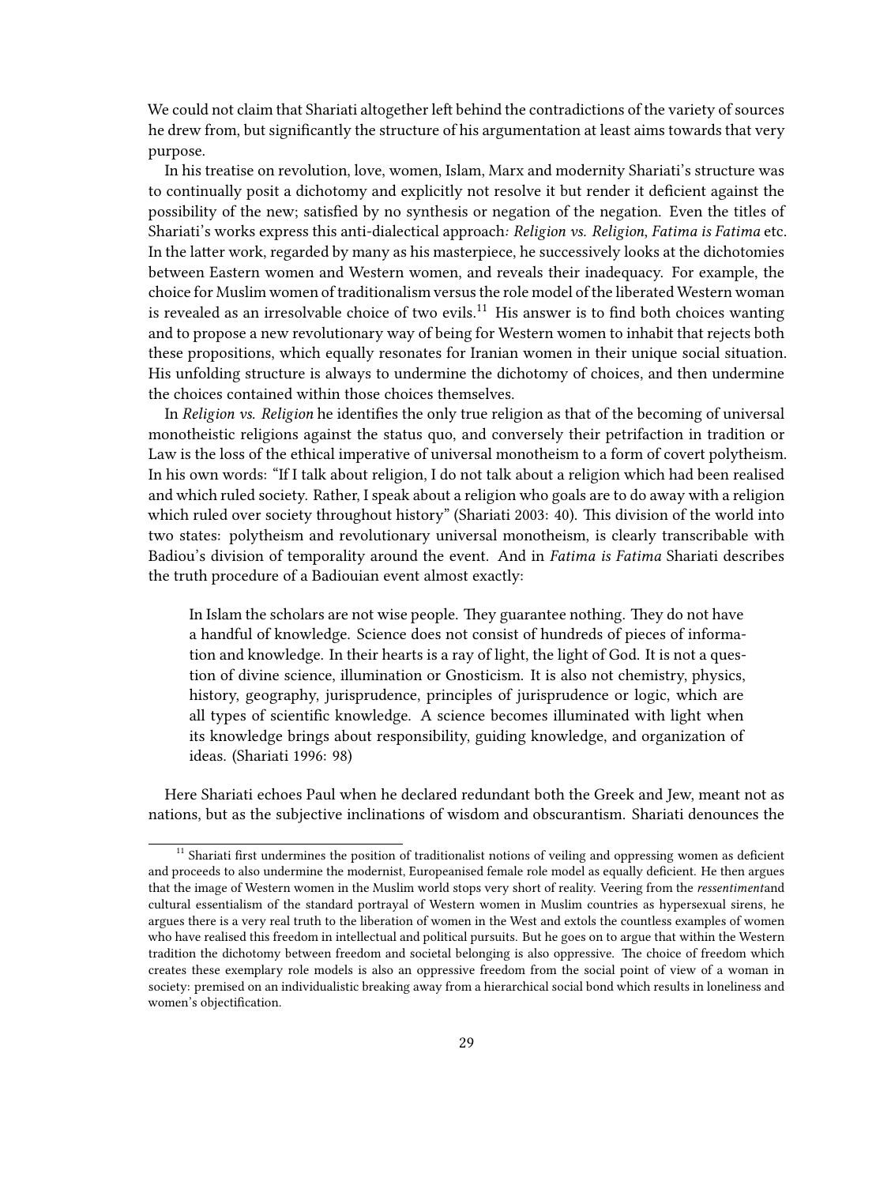We could not claim that Shariati altogether left behind the contradictions of the variety of sources he drew from, but significantly the structure of his argumentation at least aims towards that very purpose.

In his treatise on revolution, love, women, Islam, Marx and modernity Shariati's structure was to continually posit a dichotomy and explicitly not resolve it but render it deficient against the possibility of the new; satisfied by no synthesis or negation of the negation. Even the titles of Shariati's works express this anti-dialectical approach*: Religion vs. Religion*, *Fatima is Fatima* etc. In the latter work, regarded by many as his masterpiece, he successively looks at the dichotomies between Eastern women and Western women, and reveals their inadequacy. For example, the choice for Muslim women of traditionalism versus the role model of the liberated Western woman is revealed as an irresolvable choice of two evils.[11] His answer is to find both choices wanting and to propose a new revolutionary way of being for Western women to inhabit that rejects both these propositions, which equally resonates for Iranian women in their unique social situation. His unfolding structure is always to undermine the dichotomy of choices, and then undermine the choices contained within those choices themselves.

In *Religion vs. Religion* he identifies the only true religion as that of the becoming of universal monotheistic religions against the status quo, and conversely their petrifaction in tradition or Law is the loss of the ethical imperative of universal monotheism to a form of covert polytheism. In his own words: "If I talk about religion, I do not talk about a religion which had been realised and which ruled society. Rather, I speak about a religion who goals are to do away with a religion which ruled over society throughout history" (Shariati 2003: 40). This division of the world into two states: polytheism and revolutionary universal monotheism, is clearly transcribable with Badiou's division of temporality around the event. And in *Fatima is Fatima* Shariati describes the truth procedure of a Badiouian event almost exactly:

> In Islam the scholars are not wise people. They guarantee nothing. They do not have a handful of knowledge. Science does not consist of hundreds of pieces of information and knowledge. In their hearts is a ray of light, the light of God. It is not a question of divine science, illumination or Gnosticism. It is also not chemistry, physics, history, geography, jurisprudence, principles of jurisprudence or logic, which are all types of scientific knowledge. A science becomes illuminated with light when its knowledge brings about responsibility, guiding knowledge, and organization of ideas. (Shariati 1996: 98)

Here Shariati echoes Paul when he declared redundant both the Greek and Jew, meant not as nations, but as the subjective inclinations of wisdom and obscurantism. Shariati denounces the

[11] Shariati first undermines the position of traditionalist notions of veiling and oppressing women as deficient and proceeds to also undermine the modernist, Europeanised female role model as equally deficient. He then argues that the image of Western women in the Muslim world stops very short of reality. Veering from the *ressentiment*and cultural essentialism of the standard portrayal of Western women in Muslim countries as hypersexual sirens, he argues there is a very real truth to the liberation of women in the West and extols the countless examples of women who have realised this freedom in intellectual and political pursuits. But he goes on to argue that within the Western tradition the dichotomy between freedom and societal belonging is also oppressive. The choice of freedom which creates these exemplary role models is also an oppressive freedom from the social point of view of a woman in society: premised on an individualistic breaking away from a hierarchical social bond which results in loneliness and women's objectification.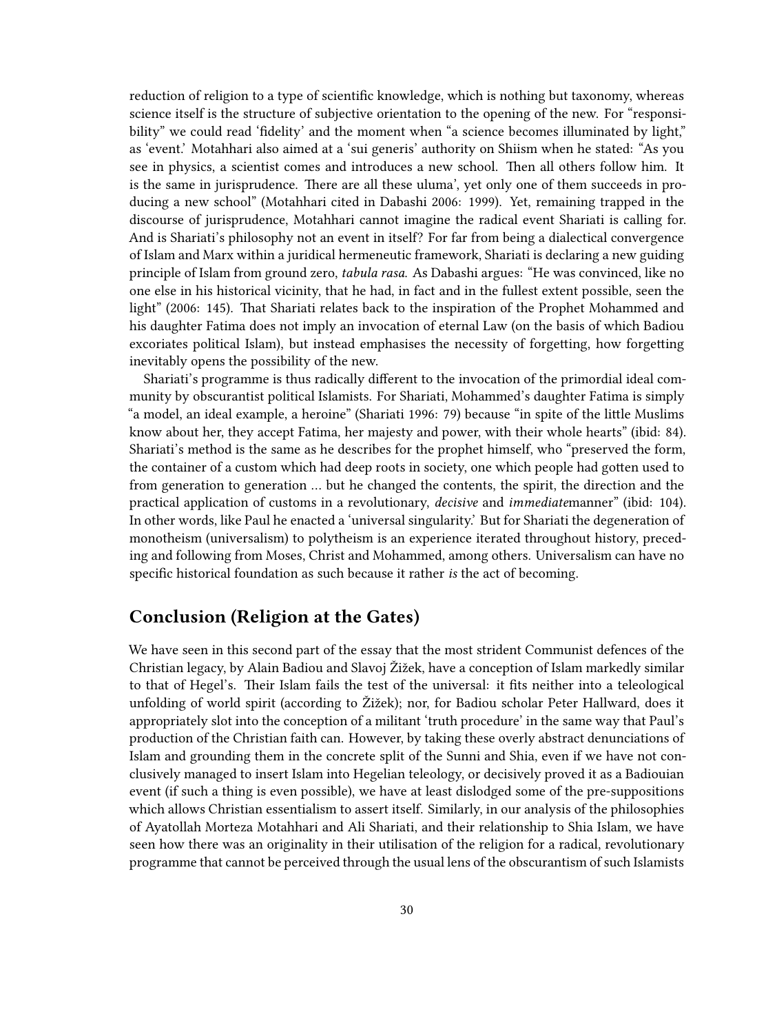reduction of religion to a type of scientific knowledge, which is nothing but taxonomy, whereas science itself is the structure of subjective orientation to the opening of the new. For "responsibility" we could read 'fidelity' and the moment when "a science becomes illuminated by light," as 'event.' Motahhari also aimed at a 'sui generis' authority on Shiism when he stated: "As you see in physics, a scientist comes and introduces a new school. Then all others follow him. It is the same in jurisprudence. There are all these uluma', yet only one of them succeeds in producing a new school" (Motahhari cited in Dabashi 2006: 1999). Yet, remaining trapped in the discourse of jurisprudence, Motahhari cannot imagine the radical event Shariati is calling for. And is Shariati's philosophy not an event in itself? For far from being a dialectical convergence of Islam and Marx within a juridical hermeneutic framework, Shariati is declaring a new guiding principle of Islam from ground zero, *tabula rasa*. As Dabashi argues: "He was convinced, like no one else in his historical vicinity, that he had, in fact and in the fullest extent possible, seen the light" (2006: 145). That Shariati relates back to the inspiration of the Prophet Mohammed and his daughter Fatima does not imply an invocation of eternal Law (on the basis of which Badiou excoriates political Islam), but instead emphasises the necessity of forgetting, how forgetting inevitably opens the possibility of the new.

Shariati's programme is thus radically different to the invocation of the primordial ideal community by obscurantist political Islamists. For Shariati, Mohammed's daughter Fatima is simply "a model, an ideal example, a heroine" (Shariati 1996: 79) because "in spite of the little Muslims know about her, they accept Fatima, her majesty and power, with their whole hearts" (ibid: 84). Shariati's method is the same as he describes for the prophet himself, who "preserved the form, the container of a custom which had deep roots in society, one which people had gotten used to from generation to generation … but he changed the contents, the spirit, the direction and the practical application of customs in a revolutionary, *decisive* and *immediate*manner" (ibid: 104). In other words, like Paul he enacted a 'universal singularity.' But for Shariati the degeneration of monotheism (universalism) to polytheism is an experience iterated throughout history, preceding and following from Moses, Christ and Mohammed, among others. Universalism can have no specific historical foundation as such because it rather *is* the act of becoming.

## Conclusion (Religion at the Gates)

We have seen in this second part of the essay that the most strident Communist defences of the Christian legacy, by Alain Badiou and Slavoj Žižek, have a conception of Islam markedly similar to that of Hegel's. Their Islam fails the test of the universal: it fits neither into a teleological unfolding of world spirit (according to Žižek); nor, for Badiou scholar Peter Hallward, does it appropriately slot into the conception of a militant 'truth procedure' in the same way that Paul's production of the Christian faith can. However, by taking these overly abstract denunciations of Islam and grounding them in the concrete split of the Sunni and Shia, even if we have not conclusively managed to insert Islam into Hegelian teleology, or decisively proved it as a Badiouian event (if such a thing is even possible), we have at least dislodged some of the pre-suppositions which allows Christian essentialism to assert itself. Similarly, in our analysis of the philosophies of Ayatollah Morteza Motahhari and Ali Shariati, and their relationship to Shia Islam, we have seen how there was an originality in their utilisation of the religion for a radical, revolutionary programme that cannot be perceived through the usual lens of the obscurantism of such Islamists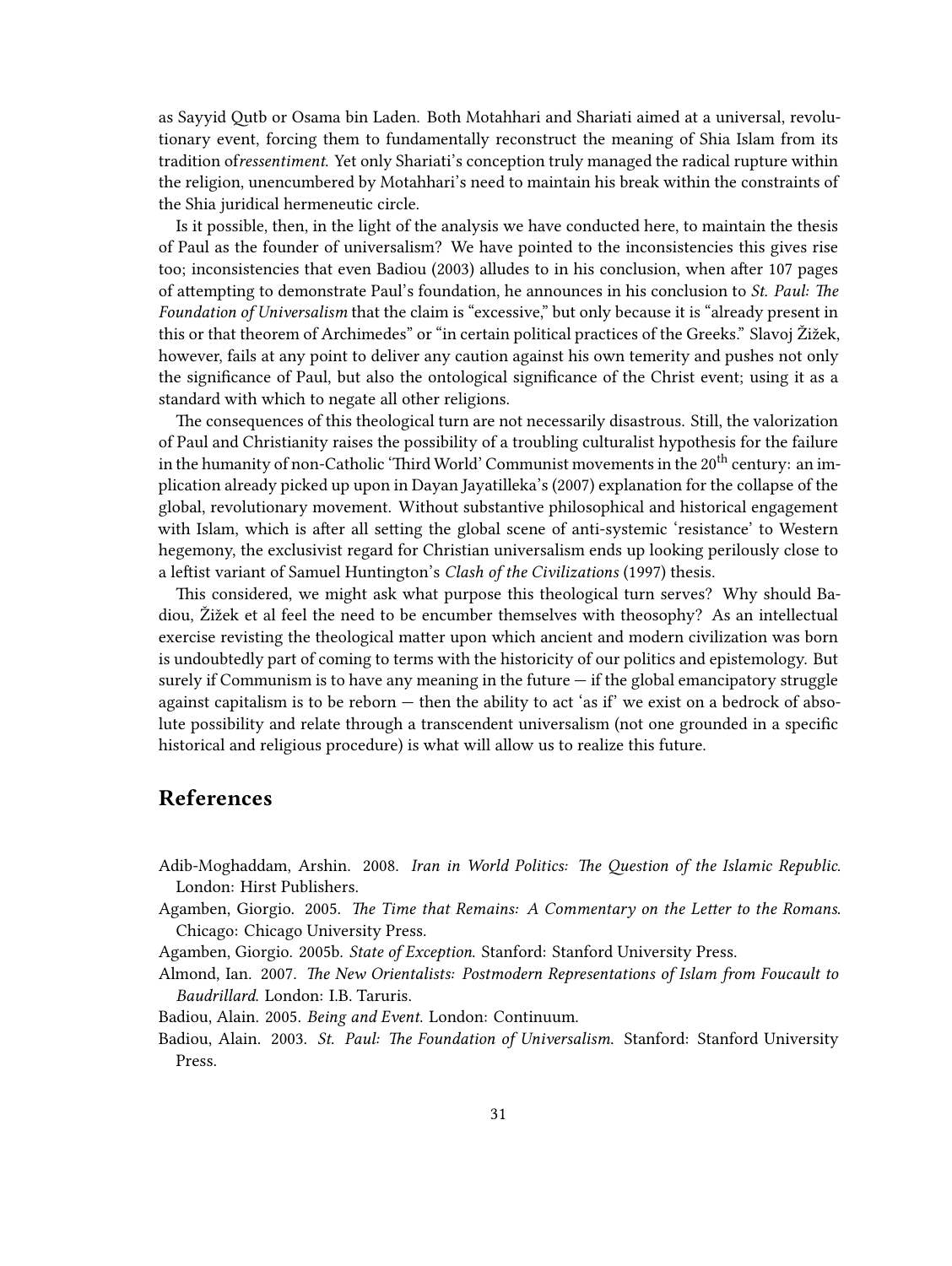as Sayyid Qutb or Osama bin Laden. Both Motahhari and Shariati aimed at a universal, revolutionary event, forcing them to fundamentally reconstruct the meaning of Shia Islam from its tradition of*ressentiment*. Yet only Shariati's conception truly managed the radical rupture within the religion, unencumbered by Motahhari's need to maintain his break within the constraints of the Shia juridical hermeneutic circle.

Is it possible, then, in the light of the analysis we have conducted here, to maintain the thesis of Paul as the founder of universalism? We have pointed to the inconsistencies this gives rise too; inconsistencies that even Badiou (2003) alludes to in his conclusion, when after 107 pages of attempting to demonstrate Paul's foundation, he announces in his conclusion to *St. Paul: The Foundation of Universalism* that the claim is "excessive," but only because it is "already present in this or that theorem of Archimedes" or "in certain political practices of the Greeks." Slavoj Žižek, however, fails at any point to deliver any caution against his own temerity and pushes not only the significance of Paul, but also the ontological significance of the Christ event; using it as a standard with which to negate all other religions.

The consequences of this theological turn are not necessarily disastrous. Still, the valorization of Paul and Christianity raises the possibility of a troubling culturalist hypothesis for the failure in the humanity of non-Catholic 'Third World' Communist movements in the 20th century: an implication already picked up upon in Dayan Jayatilleka's (2007) explanation for the collapse of the global, revolutionary movement. Without substantive philosophical and historical engagement with Islam, which is after all setting the global scene of anti-systemic 'resistance' to Western hegemony, the exclusivist regard for Christian universalism ends up looking perilously close to a leftist variant of Samuel Huntington's *Clash of the Civilizations* (1997) thesis.

This considered, we might ask what purpose this theological turn serves? Why should Badiou, Žižek et al feel the need to be encumber themselves with theosophy? As an intellectual exercise revisting the theological matter upon which ancient and modern civilization was born is undoubtedly part of coming to terms with the historicity of our politics and epistemology. But surely if Communism is to have any meaning in the future — if the global emancipatory struggle against capitalism is to be reborn — then the ability to act 'as if' we exist on a bedrock of absolute possibility and relate through a transcendent universalism (not one grounded in a specific historical and religious procedure) is what will allow us to realize this future.

## References

Adib-Moghaddam, Arshin. 2008. *Iran in World Politics: The Question of the Islamic Republic*. London: Hirst Publishers.

Agamben, Giorgio. 2005. *The Time that Remains: A Commentary on the Letter to the Romans*. Chicago: Chicago University Press.

Agamben, Giorgio. 2005b. *State of Exception*. Stanford: Stanford University Press.

Almond, Ian. 2007. *The New Orientalists: Postmodern Representations of Islam from Foucault to Baudrillard*. London: I.B. Taruris.

Badiou, Alain. 2005. *Being and Event*. London: Continuum.

Badiou, Alain. 2003. *St. Paul: The Foundation of Universalism*. Stanford: Stanford University Press.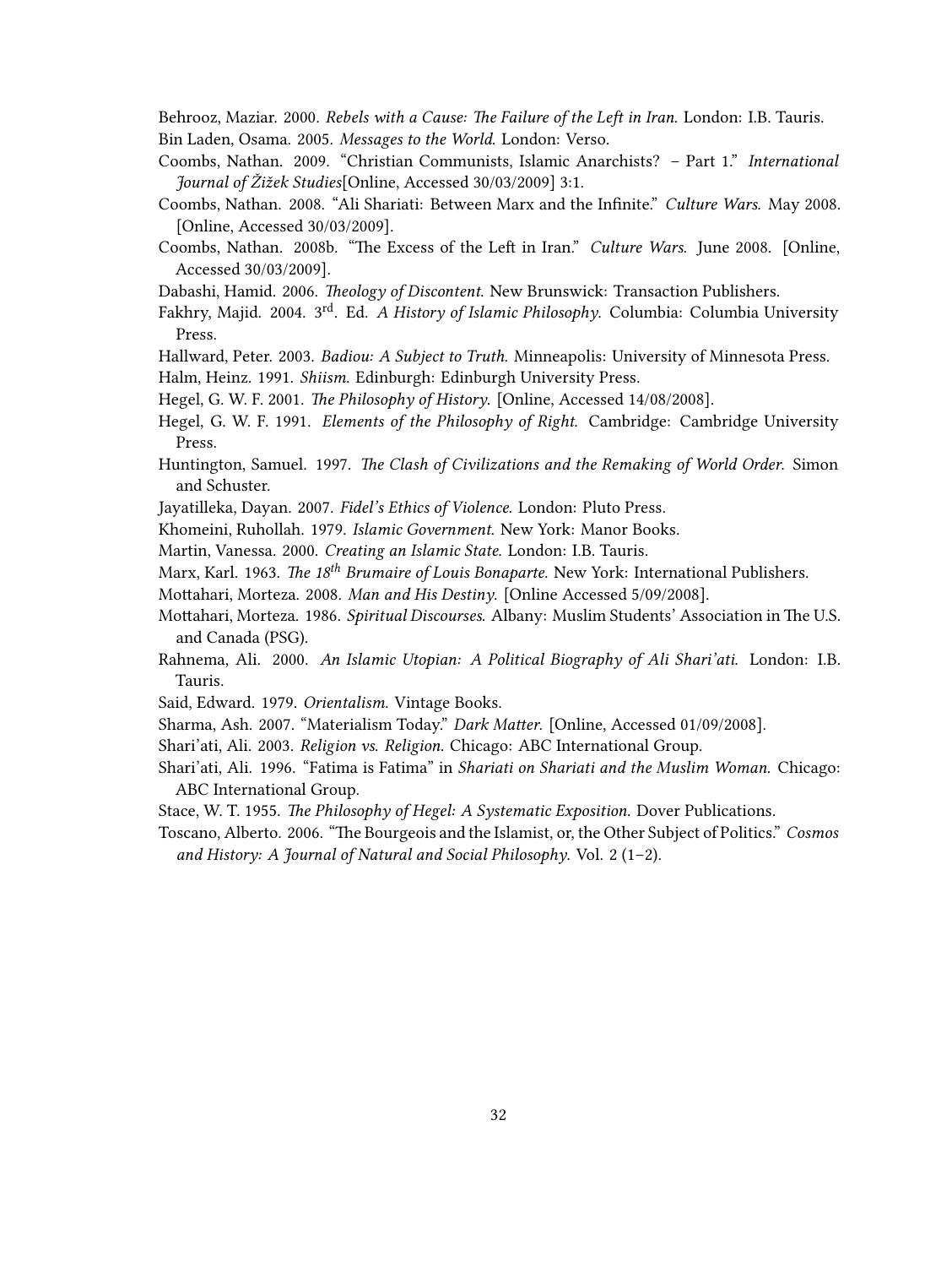Behrooz, Maziar. 2000. *Rebels with a Cause: The Failure of the Left in Iran.* London: I.B. Tauris.

Bin Laden, Osama. 2005. *Messages to the World.* London: Verso.

Coombs, Nathan. 2009. "Christian Communists, Islamic Anarchists? – Part 1." *International Journal of Žižek Studies*[Online, Accessed 30/03/2009] 3:1.

Coombs, Nathan. 2008. "Ali Shariati: Between Marx and the Infinite." *Culture Wars.* May 2008. [Online, Accessed 30/03/2009].

Coombs, Nathan. 2008b. "The Excess of the Left in Iran." *Culture Wars.* June 2008. [Online, Accessed 30/03/2009].

Dabashi, Hamid. 2006. *Theology of Discontent.* New Brunswick: Transaction Publishers.

Fakhry, Majid. 2004. 3rd. Ed. *A History of Islamic Philosophy.* Columbia: Columbia University Press.

Hallward, Peter. 2003. *Badiou: A Subject to Truth.* Minneapolis: University of Minnesota Press.

Halm, Heinz. 1991. *Shiism.* Edinburgh: Edinburgh University Press.

Hegel, G. W. F. 2001. *The Philosophy of History.* [Online, Accessed 14/08/2008].

Hegel, G. W. F. 1991. *Elements of the Philosophy of Right.* Cambridge: Cambridge University Press.

Huntington, Samuel. 1997. *The Clash of Civilizations and the Remaking of World Order.* Simon and Schuster.

Jayatilleka, Dayan. 2007. *Fidel's Ethics of Violence.* London: Pluto Press.

Khomeini, Ruhollah. 1979. *Islamic Government.* New York: Manor Books.

Martin, Vanessa. 2000. *Creating an Islamic State.* London: I.B. Tauris.

Marx, Karl. 1963. *The 18th Brumaire of Louis Bonaparte.* New York: International Publishers.

Mottahari, Morteza. 2008. *Man and His Destiny.* [Online Accessed 5/09/2008].

Mottahari, Morteza. 1986. *Spiritual Discourses.* Albany: Muslim Students' Association in The U.S. and Canada (PSG).

Rahnema, Ali. 2000. *An Islamic Utopian: A Political Biography of Ali Shari'ati.* London: I.B. Tauris.

Said, Edward. 1979. *Orientalism.* Vintage Books.

Sharma, Ash. 2007. "Materialism Today." *Dark Matter.* [Online, Accessed 01/09/2008].

Shari'ati, Ali. 2003. *Religion vs. Religion.* Chicago: ABC International Group.

Shari'ati, Ali. 1996. "Fatima is Fatima" in *Shariati on Shariati and the Muslim Woman.* Chicago: ABC International Group.

Stace, W. T. 1955. *The Philosophy of Hegel: A Systematic Exposition.* Dover Publications.

Toscano, Alberto. 2006. "The Bourgeois and the Islamist, or, the Other Subject of Politics." *Cosmos and History: A Journal of Natural and Social Philosophy.* Vol. 2 (1–2).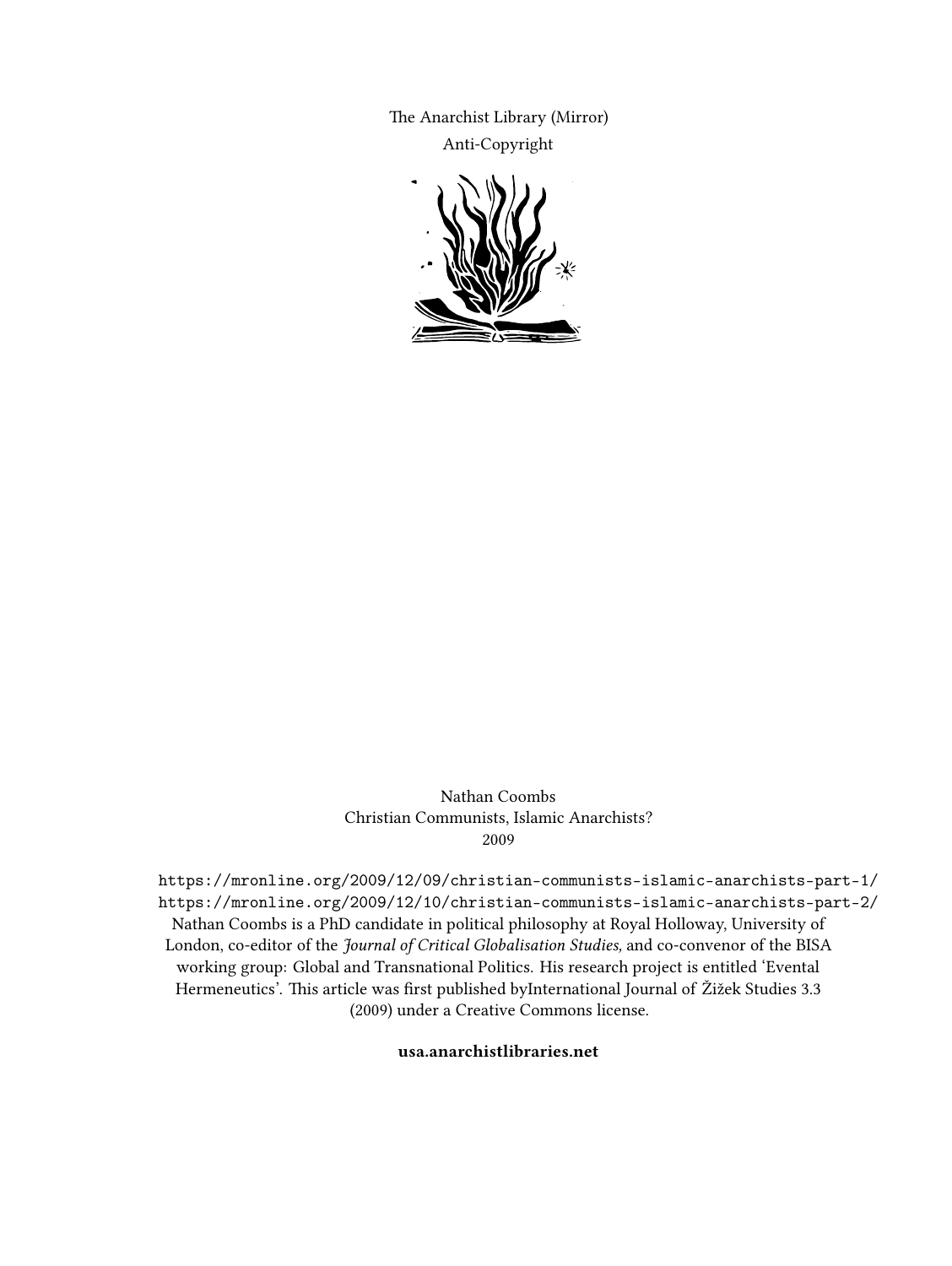The Anarchist Library (Mirror)
Anti-Copyright

Nathan Coombs
Christian Communists, Islamic Anarchists?
2009

https://mronline.org/2009/12/09/christian-communists-islamic-anarchists-part-1/
https://mronline.org/2009/12/10/christian-communists-islamic-anarchists-part-2/
Nathan Coombs is a PhD candidate in political philosophy at Royal Holloway, University of London, co-editor of the *Journal of Critical Globalisation Studies,* and co-convenor of the BISA working group: Global and Transnational Politics. His research project is entitled 'Evental Hermeneutics'. This article was first published byInternational Journal of Žižek Studies 3.3 (2009) under a Creative Commons license.

**usa.anarchistlibraries.net**